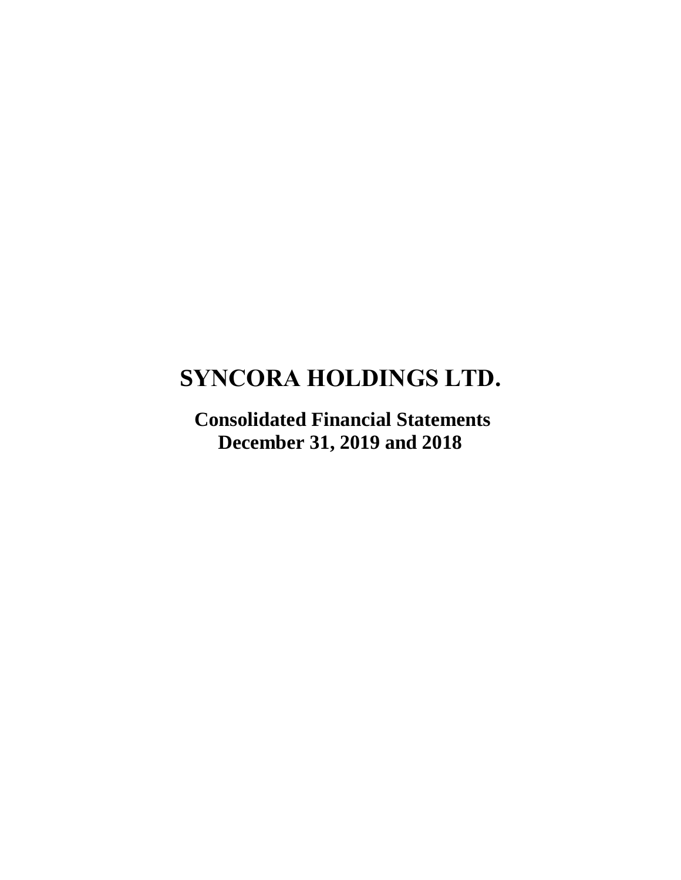# SYNCORA HOLDINGS LTD.

**Consolidated Financial Statements**
**December 31, 2019 and 2018**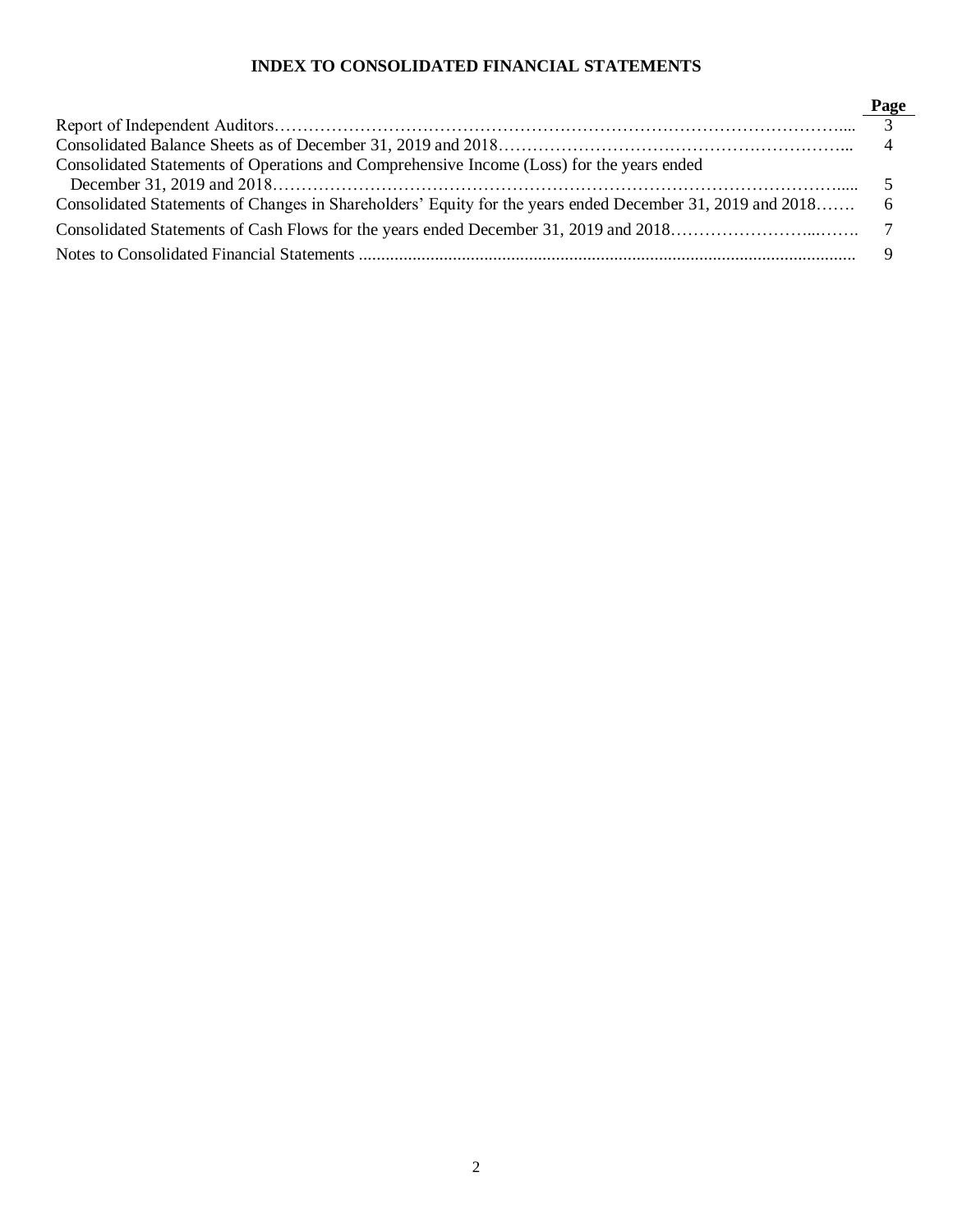# INDEX TO CONSOLIDATED FINANCIAL STATEMENTS

| | Page |
|---|---|
| Report of Independent Auditors | 3 |
| Consolidated Balance Sheets as of December 31, 2019 and 2018 | 4 |
| Consolidated Statements of Operations and Comprehensive Income (Loss) for the years ended December 31, 2019 and 2018 | 5 |
| Consolidated Statements of Changes in Shareholders' Equity for the years ended December 31, 2019 and 2018 | 6 |
| Consolidated Statements of Cash Flows for the years ended December 31, 2019 and 2018 | 7 |
| Notes to Consolidated Financial Statements | 9 |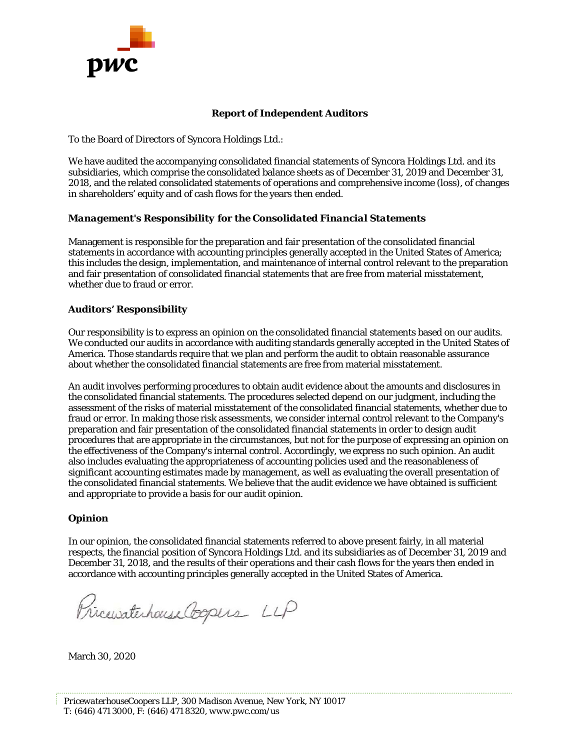# Report of Independent Auditors

To the Board of Directors of Syncora Holdings Ltd.:

We have audited the accompanying consolidated financial statements of Syncora Holdings Ltd. and its subsidiaries, which comprise the consolidated balance sheets as of December 31, 2019 and December 31, 2018, and the related consolidated statements of operations and comprehensive income (loss), of changes in shareholders' equity and of cash flows for the years then ended.

### *Management's Responsibility for the Consolidated Financial Statements*

Management is responsible for the preparation and fair presentation of the consolidated financial statements in accordance with accounting principles generally accepted in the United States of America; this includes the design, implementation, and maintenance of internal control relevant to the preparation and fair presentation of consolidated financial statements that are free from material misstatement, whether due to fraud or error.

### Auditors' Responsibility

Our responsibility is to express an opinion on the consolidated financial statements based on our audits. We conducted our audits in accordance with auditing standards generally accepted in the United States of America. Those standards require that we plan and perform the audit to obtain reasonable assurance about whether the consolidated financial statements are free from material misstatement.

An audit involves performing procedures to obtain audit evidence about the amounts and disclosures in the consolidated financial statements. The procedures selected depend on our judgment, including the assessment of the risks of material misstatement of the consolidated financial statements, whether due to fraud or error. In making those risk assessments, we consider internal control relevant to the Company's preparation and fair presentation of the consolidated financial statements in order to design audit procedures that are appropriate in the circumstances, but not for the purpose of expressing an opinion on the effectiveness of the Company's internal control. Accordingly, we express no such opinion. An audit also includes evaluating the appropriateness of accounting policies used and the reasonableness of significant accounting estimates made by management, as well as evaluating the overall presentation of the consolidated financial statements. We believe that the audit evidence we have obtained is sufficient and appropriate to provide a basis for our audit opinion.

### Opinion

In our opinion, the consolidated financial statements referred to above present fairly, in all material respects, the financial position of Syncora Holdings Ltd. and its subsidiaries as of December 31, 2019 and December 31, 2018, and the results of their operations and their cash flows for the years then ended in accordance with accounting principles generally accepted in the United States of America.

PricewaterhouseCoopers LLP

March 30, 2020

*PricewaterhouseCoopers LLP, 300 Madison Avenue, New York, NY 10017*
*T: (646) 471 3000, F: (646) 471 8320, www.pwc.com/us*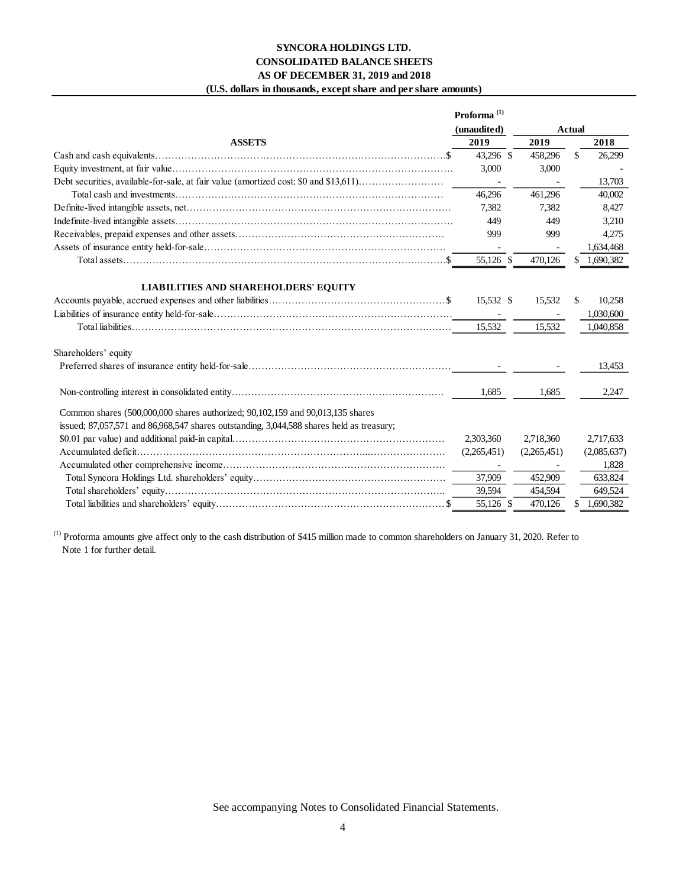**SYNCORA HOLDINGS LTD.**
**CONSOLIDATED BALANCE SHEETS**
**AS OF DECEMBER 31, 2019 and 2018**
**(U.S. dollars in thousands, except share and per share amounts)**

| | Proforma [1] (unaudited) | Actual | |
|---|---|---|---|
| **ASSETS** | **2019** | **2019** | **2018** |
| Cash and cash equivalents | $ 43,296 | $ 458,296 | $ 26,299 |
| Equity investment, at fair value | 3,000 | 3,000 | - |
| Debt securities, available-for-sale, at fair value (amortized cost: $0 and $13,611) | - | - | 13,703 |
| Total cash and investments | 46,296 | 461,296 | 40,002 |
| Definite-lived intangible assets, net | 7,382 | 7,382 | 8,427 |
| Indefinite-lived intangible assets | 449 | 449 | 3,210 |
| Receivables, prepaid expenses and other assets | 999 | 999 | 4,275 |
| Assets of insurance entity held-for-sale | - | - | 1,634,468 |
| Total assets | $ 55,126 | $ 470,126 | $ 1,690,382 |
| **LIABILITIES AND SHAREHOLDERS' EQUITY** | | | |
| Accounts payable, accrued expenses and other liabilities | $ 15,532 | $ 15,532 | $ 10,258 |
| Liabilities of insurance entity held-for-sale | - | - | 1,030,600 |
| Total liabilities | 15,532 | 15,532 | 1,040,858 |
| Shareholders' equity | | | |
| Preferred shares of insurance entity held-for-sale | - | - | 13,453 |
| Non-controlling interest in consolidated entity | 1,685 | 1,685 | 2,247 |
| Common shares (500,000,000 shares authorized; 90,102,159 and 90,013,135 shares issued; 87,057,571 and 86,968,547 shares outstanding, 3,044,588 shares held as treasury; $0.01 par value) and additional paid-in capital | 2,303,360 | 2,718,360 | 2,717,633 |
| Accumulated deficit | (2,265,451) | (2,265,451) | (2,085,637) |
| Accumulated other comprehensive income | - | - | 1,828 |
| Total Syncora Holdings Ltd. shareholders' equity | 37,909 | 452,909 | 633,824 |
| Total shareholders' equity | 39,594 | 454,594 | 649,524 |
| Total liabilities and shareholders' equity | $ 55,126 | $ 470,126 | $ 1,690,382 |

[1] Proforma amounts give affect only to the cash distribution of $415 million made to common shareholders on January 31, 2020. Refer to Note 1 for further detail.

See accompanying Notes to Consolidated Financial Statements.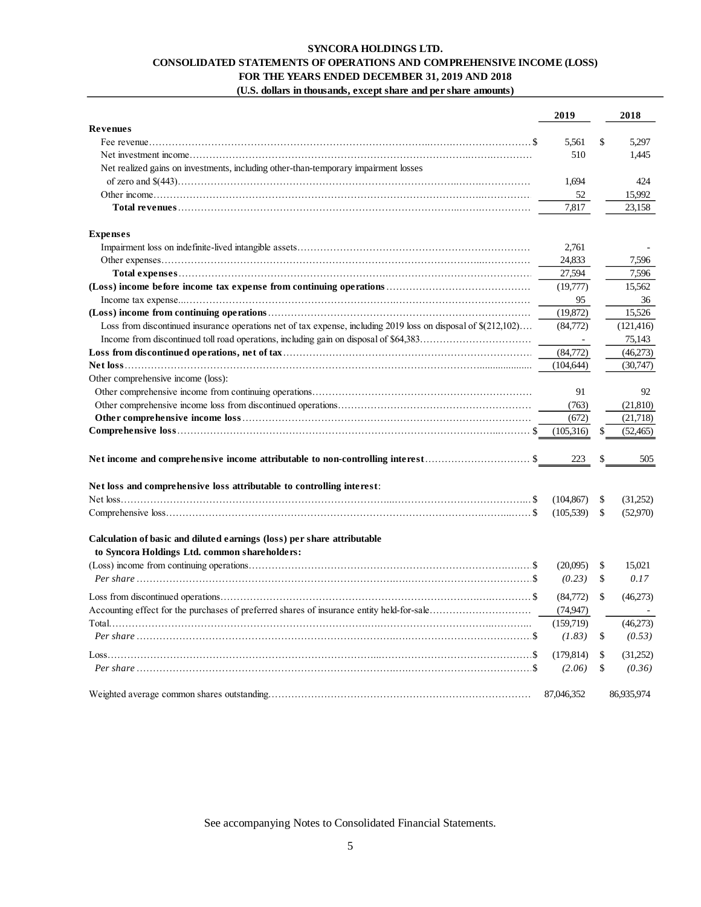**SYNCORA HOLDINGS LTD.**
**CONSOLIDATED STATEMENTS OF OPERATIONS AND COMPREHENSIVE INCOME (LOSS)**
**FOR THE YEARS ENDED DECEMBER 31, 2019 AND 2018**
**(U.S. dollars in thousands, except share and per share amounts)**

| | 2019 | 2018 |
|---|---|---|
| **Revenues** | | |
| Fee revenue | $ 5,561 | $ 5,297 |
| Net investment income | 510 | 1,445 |
| Net realized gains on investments, including other-than-temporary impairment losses of zero and $(443) | 1,694 | 424 |
| Other income | 52 | 15,992 |
| **Total revenues** | 7,817 | 23,158 |
| **Expenses** | | |
| Impairment loss on indefinite-lived intangible assets | 2,761 | - |
| Other expenses | 24,833 | 7,596 |
| **Total expenses** | 27,594 | 7,596 |
| **(Loss) income before income tax expense from continuing operations** | (19,777) | 15,562 |
| Income tax expense | 95 | 36 |
| **(Loss) income from continuing operations** | (19,872) | 15,526 |
| Loss from discontinued insurance operations net of tax expense, including 2019 loss on disposal of $(212,102) | (84,772) | (121,416) |
| Income from discontinued toll road operations, including gain on disposal of $64,383 | - | 75,143 |
| **Loss from discontinued operations, net of tax** | (84,772) | (46,273) |
| **Net loss** | (104,644) | (30,747) |
| Other comprehensive income (loss): | | |
| Other comprehensive income from continuing operations | 91 | 92 |
| Other comprehensive income loss from discontinued operations | (763) | (21,810) |
| **Other comprehensive income loss** | (672) | (21,718) |
| **Comprehensive loss** | $ (105,316) | $ (52,465) |
| **Net income and comprehensive income attributable to non-controlling interest** | $ 223 | $ 505 |
| **Net loss and comprehensive loss attributable to controlling interest**: | | |
| Net loss | $ (104,867) | $ (31,252) |
| Comprehensive loss | $ (105,539) | $ (52,970) |
| **Calculation of basic and diluted earnings (loss) per share attributable to Syncora Holdings Ltd. common shareholders:** | | |
| (Loss) income from continuing operations | $ (20,095) | $ 15,021 |
| *Per share* | $ *(0.23)* | $ *0.17* |
| Loss from discontinued operations | $ (84,772) | $ (46,273) |
| Accounting effect for the purchases of preferred shares of insurance entity held-for-sale | (74,947) | - |
| Total | (159,719) | (46,273) |
| *Per share* | $ *(1.83)* | $ *(0.53)* |
| Loss | $ (179,814) | $ (31,252) |
| *Per share* | $ *(2.06)* | $ *(0.36)* |
| Weighted average common shares outstanding | 87,046,352 | 86,935,974 |

See accompanying Notes to Consolidated Financial Statements.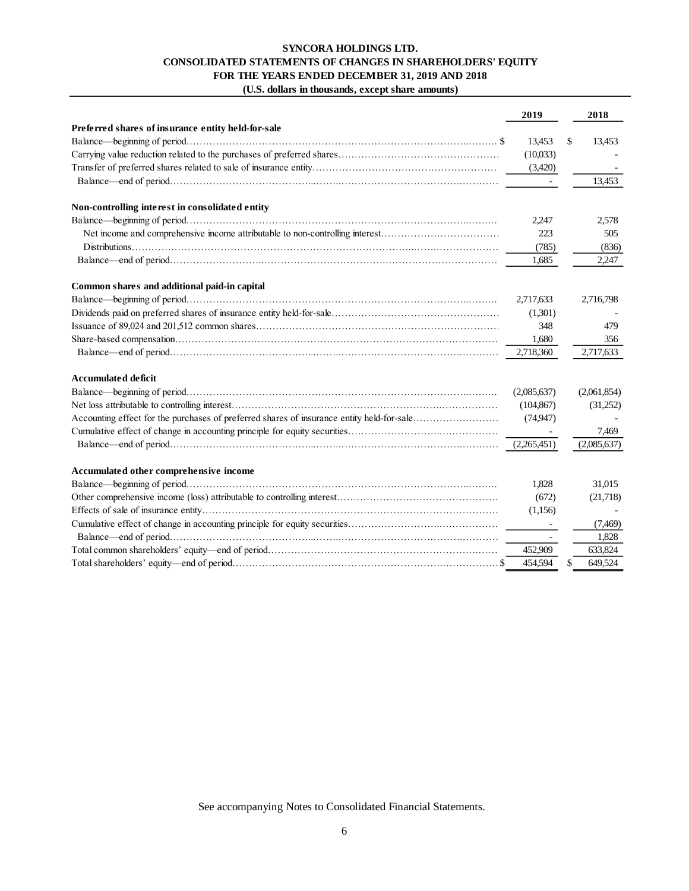**SYNCORA HOLDINGS LTD.**
**CONSOLIDATED STATEMENTS OF CHANGES IN SHAREHOLDERS' EQUITY**
**FOR THE YEARS ENDED DECEMBER 31, 2019 AND 2018**
**(U.S. dollars in thousands, except share amounts)**

| | 2019 | 2018 |
|---|---|---|
| **Preferred shares of insurance entity held-for-sale** | | |
| Balance—beginning of period | $ 13,453 | $ 13,453 |
| Carrying value reduction related to the purchases of preferred shares | (10,033) | - |
| Transfer of preferred shares related to sale of insurance entity | (3,420) | - |
| Balance—end of period | - | 13,453 |
| **Non-controlling interest in consolidated entity** | | |
| Balance—beginning of period | 2,247 | 2,578 |
| Net income and comprehensive income attributable to non-controlling interest | 223 | 505 |
| Distributions | (785) | (836) |
| Balance—end of period | 1,685 | 2,247 |
| **Common shares and additional paid-in capital** | | |
| Balance—beginning of period | 2,717,633 | 2,716,798 |
| Dividends paid on preferred shares of insurance entity held-for-sale | (1,301) | - |
| Issuance of 89,024 and 201,512 common shares | 348 | 479 |
| Share-based compensation | 1,680 | 356 |
| Balance—end of period | 2,718,360 | 2,717,633 |
| **Accumulated deficit** | | |
| Balance—beginning of period | (2,085,637) | (2,061,854) |
| Net loss attributable to controlling interest | (104,867) | (31,252) |
| Accounting effect for the purchases of preferred shares of insurance entity held-for-sale | (74,947) | - |
| Cumulative effect of change in accounting principle for equity securities | - | 7,469 |
| Balance—end of period | (2,265,451) | (2,085,637) |
| **Accumulated other comprehensive income** | | |
| Balance—beginning of period | 1,828 | 31,015 |
| Other comprehensive income (loss) attributable to controlling interest | (672) | (21,718) |
| Effects of sale of insurance entity | (1,156) | - |
| Cumulative effect of change in accounting principle for equity securities | - | (7,469) |
| Balance—end of period | - | 1,828 |
| Total common shareholders' equity—end of period | 452,909 | 633,824 |
| Total shareholders' equity—end of period | $ 454,594 | $ 649,524 |

See accompanying Notes to Consolidated Financial Statements.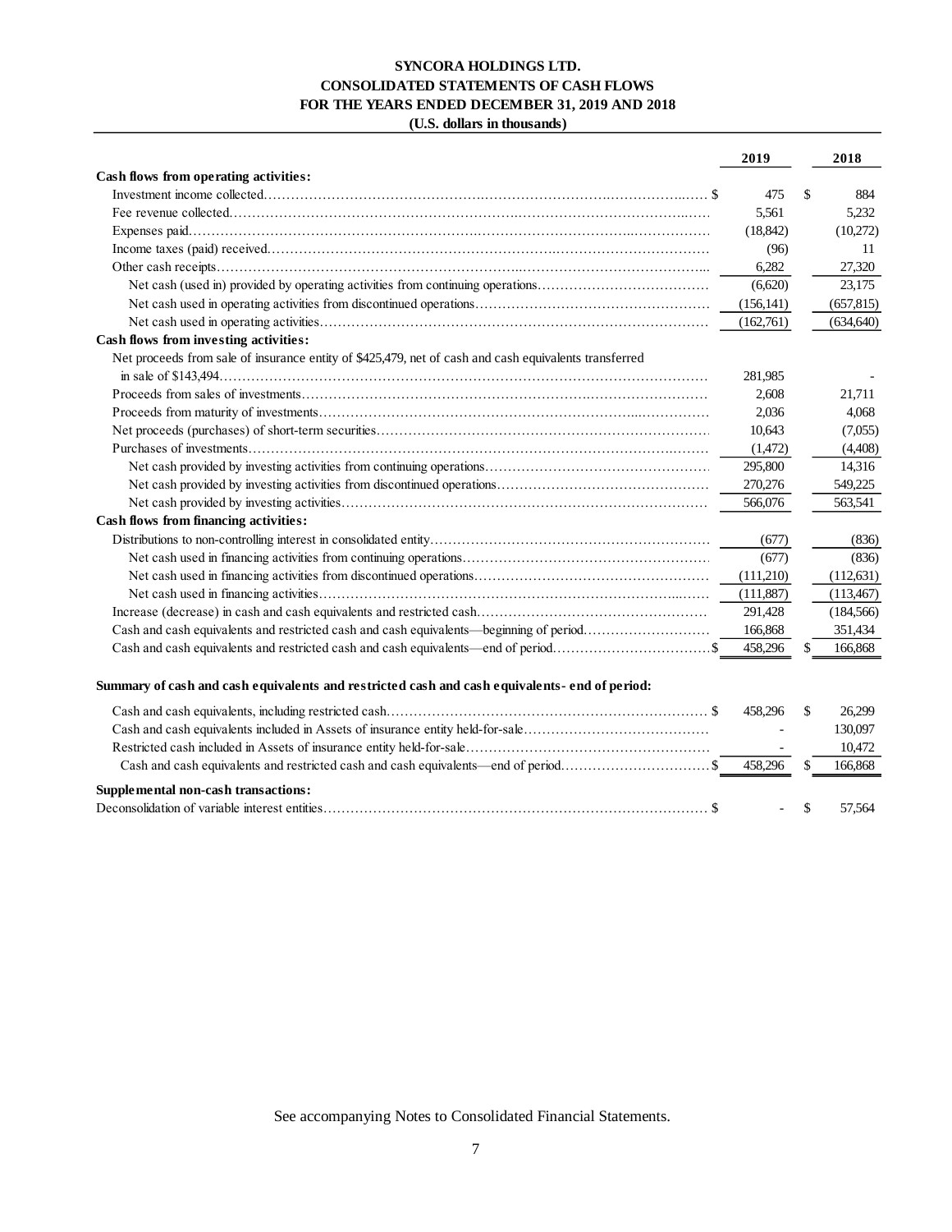**SYNCORA HOLDINGS LTD.**
**CONSOLIDATED STATEMENTS OF CASH FLOWS**
**FOR THE YEARS ENDED DECEMBER 31, 2019 AND 2018**
**(U.S. dollars in thousands)**

| | 2019 | 2018 |
|---|---|---|
| **Cash flows from operating activities:** | | |
| Investment income collected | $ 475 | $ 884 |
| Fee revenue collected | 5,561 | 5,232 |
| Expenses paid | (18,842) | (10,272) |
| Income taxes (paid) received | (96) | 11 |
| Other cash receipts | 6,282 | 27,320 |
| Net cash (used in) provided by operating activities from continuing operations | (6,620) | 23,175 |
| Net cash used in operating activities from discontinued operations | (156,141) | (657,815) |
| Net cash used in operating activities | (162,761) | (634,640) |
| **Cash flows from investing activities:** | | |
| Net proceeds from sale of insurance entity of $425,479, net of cash and cash equivalents transferred in sale of $143,494 | 281,985 | - |
| Proceeds from sales of investments | 2,608 | 21,711 |
| Proceeds from maturity of investments | 2,036 | 4,068 |
| Net proceeds (purchases) of short-term securities | 10,643 | (7,055) |
| Purchases of investments | (1,472) | (4,408) |
| Net cash provided by investing activities from continuing operations | 295,800 | 14,316 |
| Net cash provided by investing activities from discontinued operations | 270,276 | 549,225 |
| Net cash provided by investing activities | 566,076 | 563,541 |
| **Cash flows from financing activities:** | | |
| Distributions to non-controlling interest in consolidated entity | (677) | (836) |
| Net cash used in financing activities from continuing operations | (677) | (836) |
| Net cash used in financing activities from discontinued operations | (111,210) | (112,631) |
| Net cash used in financing activities | (111,887) | (113,467) |
| Increase (decrease) in cash and cash equivalents and restricted cash | 291,428 | (184,566) |
| Cash and cash equivalents and restricted cash and cash equivalents—beginning of period | 166,868 | 351,434 |
| Cash and cash equivalents and restricted cash and cash equivalents—end of period | $ 458,296 | $ 166,868 |
| | | |
| **Summary of cash and cash equivalents and restricted cash and cash equivalents- end of period:** | | |
| Cash and cash equivalents, including restricted cash | $ 458,296 | $ 26,299 |
| Cash and cash equivalents included in Assets of insurance entity held-for-sale | - | 130,097 |
| Restricted cash included in Assets of insurance entity held-for-sale | - | 10,472 |
| Cash and cash equivalents and restricted cash and cash equivalents—end of period | $ 458,296 | $ 166,868 |
| **Supplemental non-cash transactions:** | | |
| Deconsolidation of variable interest entities | $ - | $ 57,564 |

See accompanying Notes to Consolidated Financial Statements.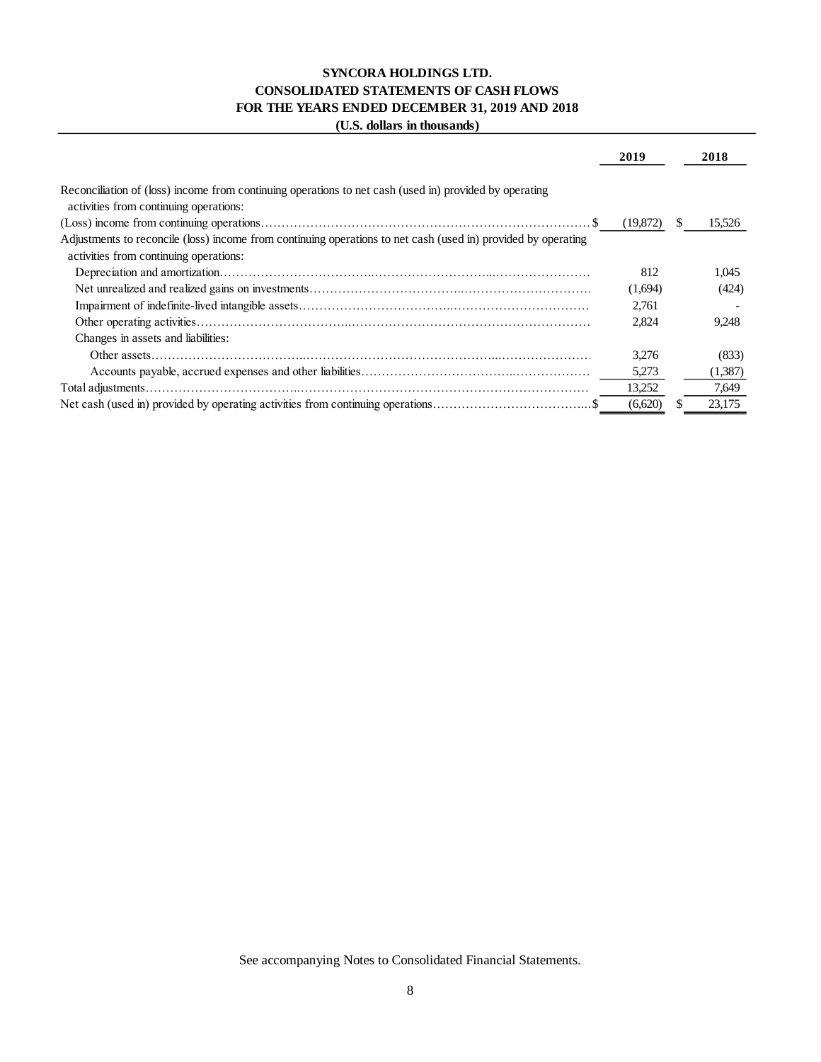**SYNCORA HOLDINGS LTD.**
**CONSOLIDATED STATEMENTS OF CASH FLOWS**
**FOR THE YEARS ENDED DECEMBER 31, 2019 AND 2018**
**(U.S. dollars in thousands)**

| | 2019 | 2018 |
|---|---|---|
| Reconciliation of (loss) income from continuing operations to net cash (used in) provided by operating activities from continuing operations: | | |
| (Loss) income from continuing operations | $ (19,872) | $ 15,526 |
| Adjustments to reconcile (loss) income from continuing operations to net cash (used in) provided by operating activities from continuing operations: | | |
| Depreciation and amortization | 812 | 1,045 |
| Net unrealized and realized gains on investments | (1,694) | (424) |
| Impairment of indefinite-lived intangible assets | 2,761 | - |
| Other operating activities | 2,824 | 9,248 |
| Changes in assets and liabilities: | | |
| Other assets | 3,276 | (833) |
| Accounts payable, accrued expenses and other liabilities | 5,273 | (1,387) |
| Total adjustments | 13,252 | 7,649 |
| Net cash (used in) provided by operating activities from continuing operations | $ (6,620) | $ 23,175 |

See accompanying Notes to Consolidated Financial Statements.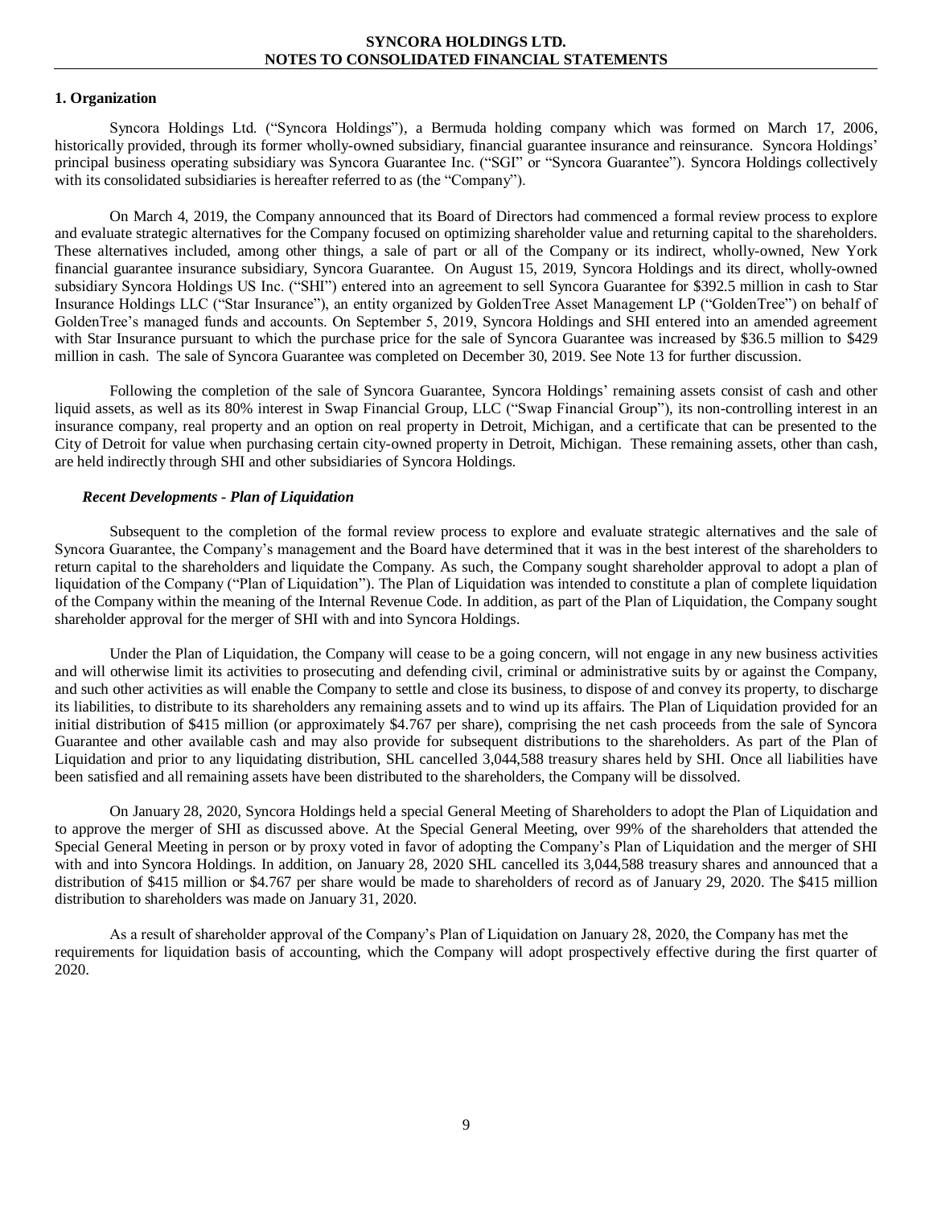## 1. Organization

Syncora Holdings Ltd. ("Syncora Holdings"), a Bermuda holding company which was formed on March 17, 2006, historically provided, through its former wholly-owned subsidiary, financial guarantee insurance and reinsurance. Syncora Holdings' principal business operating subsidiary was Syncora Guarantee Inc. ("SGI" or "Syncora Guarantee"). Syncora Holdings collectively with its consolidated subsidiaries is hereafter referred to as (the "Company").

On March 4, 2019, the Company announced that its Board of Directors had commenced a formal review process to explore and evaluate strategic alternatives for the Company focused on optimizing shareholder value and returning capital to the shareholders. These alternatives included, among other things, a sale of part or all of the Company or its indirect, wholly-owned, New York financial guarantee insurance subsidiary, Syncora Guarantee. On August 15, 2019, Syncora Holdings and its direct, wholly-owned subsidiary Syncora Holdings US Inc. ("SHI") entered into an agreement to sell Syncora Guarantee for $392.5 million in cash to Star Insurance Holdings LLC ("Star Insurance"), an entity organized by GoldenTree Asset Management LP ("GoldenTree") on behalf of GoldenTree's managed funds and accounts. On September 5, 2019, Syncora Holdings and SHI entered into an amended agreement with Star Insurance pursuant to which the purchase price for the sale of Syncora Guarantee was increased by $36.5 million to $429 million in cash. The sale of Syncora Guarantee was completed on December 30, 2019. See Note 13 for further discussion.

Following the completion of the sale of Syncora Guarantee, Syncora Holdings' remaining assets consist of cash and other liquid assets, as well as its 80% interest in Swap Financial Group, LLC ("Swap Financial Group"), its non-controlling interest in an insurance company, real property and an option on real property in Detroit, Michigan, and a certificate that can be presented to the City of Detroit for value when purchasing certain city-owned property in Detroit, Michigan. These remaining assets, other than cash, are held indirectly through SHI and other subsidiaries of Syncora Holdings.

### *Recent Developments - Plan of Liquidation*

Subsequent to the completion of the formal review process to explore and evaluate strategic alternatives and the sale of Syncora Guarantee, the Company's management and the Board have determined that it was in the best interest of the shareholders to return capital to the shareholders and liquidate the Company. As such, the Company sought shareholder approval to adopt a plan of liquidation of the Company ("Plan of Liquidation"). The Plan of Liquidation was intended to constitute a plan of complete liquidation of the Company within the meaning of the Internal Revenue Code. In addition, as part of the Plan of Liquidation, the Company sought shareholder approval for the merger of SHI with and into Syncora Holdings.

Under the Plan of Liquidation, the Company will cease to be a going concern, will not engage in any new business activities and will otherwise limit its activities to prosecuting and defending civil, criminal or administrative suits by or against the Company, and such other activities as will enable the Company to settle and close its business, to dispose of and convey its property, to discharge its liabilities, to distribute to its shareholders any remaining assets and to wind up its affairs. The Plan of Liquidation provided for an initial distribution of $415 million (or approximately $4.767 per share), comprising the net cash proceeds from the sale of Syncora Guarantee and other available cash and may also provide for subsequent distributions to the shareholders. As part of the Plan of Liquidation and prior to any liquidating distribution, SHL cancelled 3,044,588 treasury shares held by SHI. Once all liabilities have been satisfied and all remaining assets have been distributed to the shareholders, the Company will be dissolved.

On January 28, 2020, Syncora Holdings held a special General Meeting of Shareholders to adopt the Plan of Liquidation and to approve the merger of SHI as discussed above. At the Special General Meeting, over 99% of the shareholders that attended the Special General Meeting in person or by proxy voted in favor of adopting the Company's Plan of Liquidation and the merger of SHI with and into Syncora Holdings. In addition, on January 28, 2020 SHL cancelled its 3,044,588 treasury shares and announced that a distribution of $415 million or $4.767 per share would be made to shareholders of record as of January 29, 2020. The $415 million distribution to shareholders was made on January 31, 2020.

As a result of shareholder approval of the Company's Plan of Liquidation on January 28, 2020, the Company has met the requirements for liquidation basis of accounting, which the Company will adopt prospectively effective during the first quarter of 2020.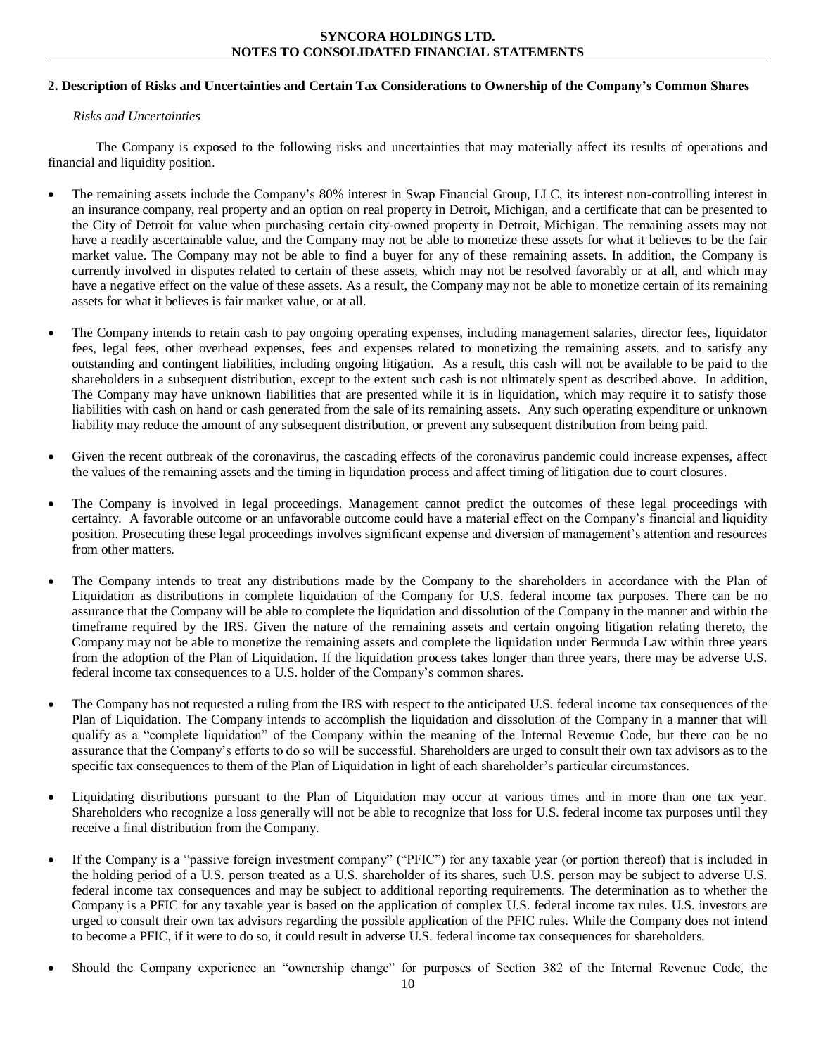## 2. Description of Risks and Uncertainties and Certain Tax Considerations to Ownership of the Company's Common Shares

*Risks and Uncertainties*

The Company is exposed to the following risks and uncertainties that may materially affect its results of operations and financial and liquidity position.

- The remaining assets include the Company's 80% interest in Swap Financial Group, LLC, its interest non-controlling interest in an insurance company, real property and an option on real property in Detroit, Michigan, and a certificate that can be presented to the City of Detroit for value when purchasing certain city-owned property in Detroit, Michigan. The remaining assets may not have a readily ascertainable value, and the Company may not be able to monetize these assets for what it believes to be the fair market value. The Company may not be able to find a buyer for any of these remaining assets. In addition, the Company is currently involved in disputes related to certain of these assets, which may not be resolved favorably or at all, and which may have a negative effect on the value of these assets. As a result, the Company may not be able to monetize certain of its remaining assets for what it believes is fair market value, or at all.

- The Company intends to retain cash to pay ongoing operating expenses, including management salaries, director fees, liquidator fees, legal fees, other overhead expenses, fees and expenses related to monetizing the remaining assets, and to satisfy any outstanding and contingent liabilities, including ongoing litigation. As a result, this cash will not be available to be paid to the shareholders in a subsequent distribution, except to the extent such cash is not ultimately spent as described above. In addition, The Company may have unknown liabilities that are presented while it is in liquidation, which may require it to satisfy those liabilities with cash on hand or cash generated from the sale of its remaining assets. Any such operating expenditure or unknown liability may reduce the amount of any subsequent distribution, or prevent any subsequent distribution from being paid.

- Given the recent outbreak of the coronavirus, the cascading effects of the coronavirus pandemic could increase expenses, affect the values of the remaining assets and the timing in liquidation process and affect timing of litigation due to court closures.

- The Company is involved in legal proceedings. Management cannot predict the outcomes of these legal proceedings with certainty. A favorable outcome or an unfavorable outcome could have a material effect on the Company's financial and liquidity position. Prosecuting these legal proceedings involves significant expense and diversion of management's attention and resources from other matters.

- The Company intends to treat any distributions made by the Company to the shareholders in accordance with the Plan of Liquidation as distributions in complete liquidation of the Company for U.S. federal income tax purposes. There can be no assurance that the Company will be able to complete the liquidation and dissolution of the Company in the manner and within the timeframe required by the IRS. Given the nature of the remaining assets and certain ongoing litigation relating thereto, the Company may not be able to monetize the remaining assets and complete the liquidation under Bermuda Law within three years from the adoption of the Plan of Liquidation. If the liquidation process takes longer than three years, there may be adverse U.S. federal income tax consequences to a U.S. holder of the Company's common shares.

- The Company has not requested a ruling from the IRS with respect to the anticipated U.S. federal income tax consequences of the Plan of Liquidation. The Company intends to accomplish the liquidation and dissolution of the Company in a manner that will qualify as a "complete liquidation" of the Company within the meaning of the Internal Revenue Code, but there can be no assurance that the Company's efforts to do so will be successful. Shareholders are urged to consult their own tax advisors as to the specific tax consequences to them of the Plan of Liquidation in light of each shareholder's particular circumstances.

- Liquidating distributions pursuant to the Plan of Liquidation may occur at various times and in more than one tax year. Shareholders who recognize a loss generally will not be able to recognize that loss for U.S. federal income tax purposes until they receive a final distribution from the Company.

- If the Company is a "passive foreign investment company" ("PFIC") for any taxable year (or portion thereof) that is included in the holding period of a U.S. person treated as a U.S. shareholder of its shares, such U.S. person may be subject to adverse U.S. federal income tax consequences and may be subject to additional reporting requirements. The determination as to whether the Company is a PFIC for any taxable year is based on the application of complex U.S. federal income tax rules. U.S. investors are urged to consult their own tax advisors regarding the possible application of the PFIC rules. While the Company does not intend to become a PFIC, if it were to do so, it could result in adverse U.S. federal income tax consequences for shareholders.

- Should the Company experience an "ownership change" for purposes of Section 382 of the Internal Revenue Code, the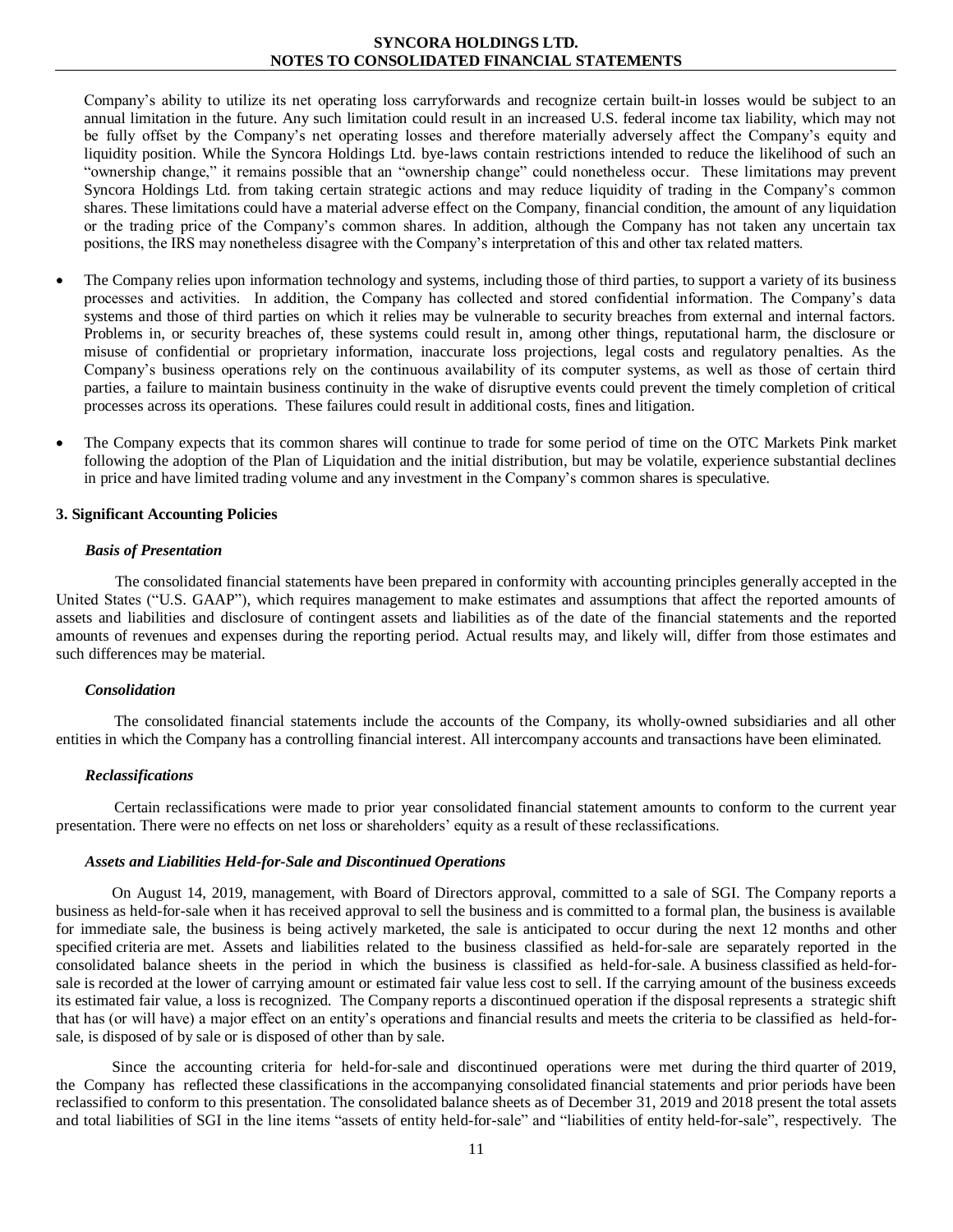Company's ability to utilize its net operating loss carryforwards and recognize certain built-in losses would be subject to an annual limitation in the future. Any such limitation could result in an increased U.S. federal income tax liability, which may not be fully offset by the Company's net operating losses and therefore materially adversely affect the Company's equity and liquidity position. While the Syncora Holdings Ltd. bye-laws contain restrictions intended to reduce the likelihood of such an "ownership change," it remains possible that an "ownership change" could nonetheless occur. These limitations may prevent Syncora Holdings Ltd. from taking certain strategic actions and may reduce liquidity of trading in the Company's common shares. These limitations could have a material adverse effect on the Company, financial condition, the amount of any liquidation or the trading price of the Company's common shares. In addition, although the Company has not taken any uncertain tax positions, the IRS may nonetheless disagree with the Company's interpretation of this and other tax related matters.

- The Company relies upon information technology and systems, including those of third parties, to support a variety of its business processes and activities. In addition, the Company has collected and stored confidential information. The Company's data systems and those of third parties on which it relies may be vulnerable to security breaches from external and internal factors. Problems in, or security breaches of, these systems could result in, among other things, reputational harm, the disclosure or misuse of confidential or proprietary information, inaccurate loss projections, legal costs and regulatory penalties. As the Company's business operations rely on the continuous availability of its computer systems, as well as those of certain third parties, a failure to maintain business continuity in the wake of disruptive events could prevent the timely completion of critical processes across its operations. These failures could result in additional costs, fines and litigation.

- The Company expects that its common shares will continue to trade for some period of time on the OTC Markets Pink market following the adoption of the Plan of Liquidation and the initial distribution, but may be volatile, experience substantial declines in price and have limited trading volume and any investment in the Company's common shares is speculative.

## 3. Significant Accounting Policies

### *Basis of Presentation*

The consolidated financial statements have been prepared in conformity with accounting principles generally accepted in the United States ("U.S. GAAP"), which requires management to make estimates and assumptions that affect the reported amounts of assets and liabilities and disclosure of contingent assets and liabilities as of the date of the financial statements and the reported amounts of revenues and expenses during the reporting period. Actual results may, and likely will, differ from those estimates and such differences may be material.

### *Consolidation*

The consolidated financial statements include the accounts of the Company, its wholly-owned subsidiaries and all other entities in which the Company has a controlling financial interest. All intercompany accounts and transactions have been eliminated.

### *Reclassifications*

Certain reclassifications were made to prior year consolidated financial statement amounts to conform to the current year presentation. There were no effects on net loss or shareholders' equity as a result of these reclassifications.

### *Assets and Liabilities Held-for-Sale and Discontinued Operations*

On August 14, 2019, management, with Board of Directors approval, committed to a sale of SGI. The Company reports a business as held-for-sale when it has received approval to sell the business and is committed to a formal plan, the business is available for immediate sale, the business is being actively marketed, the sale is anticipated to occur during the next 12 months and other specified criteria are met. Assets and liabilities related to the business classified as held-for-sale are separately reported in the consolidated balance sheets in the period in which the business is classified as held-for-sale. A business classified as held-for-sale is recorded at the lower of carrying amount or estimated fair value less cost to sell. If the carrying amount of the business exceeds its estimated fair value, a loss is recognized. The Company reports a discontinued operation if the disposal represents a strategic shift that has (or will have) a major effect on an entity's operations and financial results and meets the criteria to be classified as held-for-sale, is disposed of by sale or is disposed of other than by sale.

Since the accounting criteria for held-for-sale and discontinued operations were met during the third quarter of 2019, the Company has reflected these classifications in the accompanying consolidated financial statements and prior periods have been reclassified to conform to this presentation. The consolidated balance sheets as of December 31, 2019 and 2018 present the total assets and total liabilities of SGI in the line items "assets of entity held-for-sale" and "liabilities of entity held-for-sale", respectively. The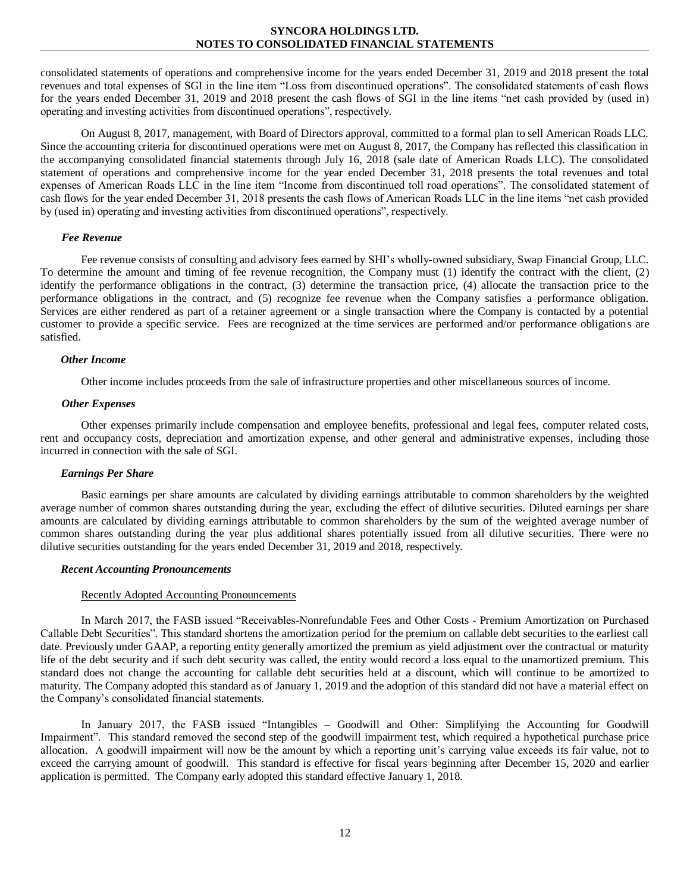consolidated statements of operations and comprehensive income for the years ended December 31, 2019 and 2018 present the total revenues and total expenses of SGI in the line item "Loss from discontinued operations". The consolidated statements of cash flows for the years ended December 31, 2019 and 2018 present the cash flows of SGI in the line items "net cash provided by (used in) operating and investing activities from discontinued operations", respectively.

On August 8, 2017, management, with Board of Directors approval, committed to a formal plan to sell American Roads LLC. Since the accounting criteria for discontinued operations were met on August 8, 2017, the Company has reflected this classification in the accompanying consolidated financial statements through July 16, 2018 (sale date of American Roads LLC). The consolidated statement of operations and comprehensive income for the year ended December 31, 2018 presents the total revenues and total expenses of American Roads LLC in the line item "Income from discontinued toll road operations". The consolidated statement of cash flows for the year ended December 31, 2018 presents the cash flows of American Roads LLC in the line items "net cash provided by (used in) operating and investing activities from discontinued operations", respectively.

***Fee Revenue***

Fee revenue consists of consulting and advisory fees earned by SHI's wholly-owned subsidiary, Swap Financial Group, LLC. To determine the amount and timing of fee revenue recognition, the Company must (1) identify the contract with the client, (2) identify the performance obligations in the contract, (3) determine the transaction price, (4) allocate the transaction price to the performance obligations in the contract, and (5) recognize fee revenue when the Company satisfies a performance obligation. Services are either rendered as part of a retainer agreement or a single transaction where the Company is contacted by a potential customer to provide a specific service. Fees are recognized at the time services are performed and/or performance obligations are satisfied.

***Other Income***

Other income includes proceeds from the sale of infrastructure properties and other miscellaneous sources of income.

***Other Expenses***

Other expenses primarily include compensation and employee benefits, professional and legal fees, computer related costs, rent and occupancy costs, depreciation and amortization expense, and other general and administrative expenses, including those incurred in connection with the sale of SGI.

***Earnings Per Share***

Basic earnings per share amounts are calculated by dividing earnings attributable to common shareholders by the weighted average number of common shares outstanding during the year, excluding the effect of dilutive securities. Diluted earnings per share amounts are calculated by dividing earnings attributable to common shareholders by the sum of the weighted average number of common shares outstanding during the year plus additional shares potentially issued from all dilutive securities. There were no dilutive securities outstanding for the years ended December 31, 2019 and 2018, respectively.

***Recent Accounting Pronouncements***

Recently Adopted Accounting Pronouncements

In March 2017, the FASB issued "Receivables-Nonrefundable Fees and Other Costs - Premium Amortization on Purchased Callable Debt Securities". This standard shortens the amortization period for the premium on callable debt securities to the earliest call date. Previously under GAAP, a reporting entity generally amortized the premium as yield adjustment over the contractual or maturity life of the debt security and if such debt security was called, the entity would record a loss equal to the unamortized premium. This standard does not change the accounting for callable debt securities held at a discount, which will continue to be amortized to maturity. The Company adopted this standard as of January 1, 2019 and the adoption of this standard did not have a material effect on the Company's consolidated financial statements.

In January 2017, the FASB issued "Intangibles – Goodwill and Other: Simplifying the Accounting for Goodwill Impairment". This standard removed the second step of the goodwill impairment test, which required a hypothetical purchase price allocation. A goodwill impairment will now be the amount by which a reporting unit's carrying value exceeds its fair value, not to exceed the carrying amount of goodwill. This standard is effective for fiscal years beginning after December 15, 2020 and earlier application is permitted. The Company early adopted this standard effective January 1, 2018.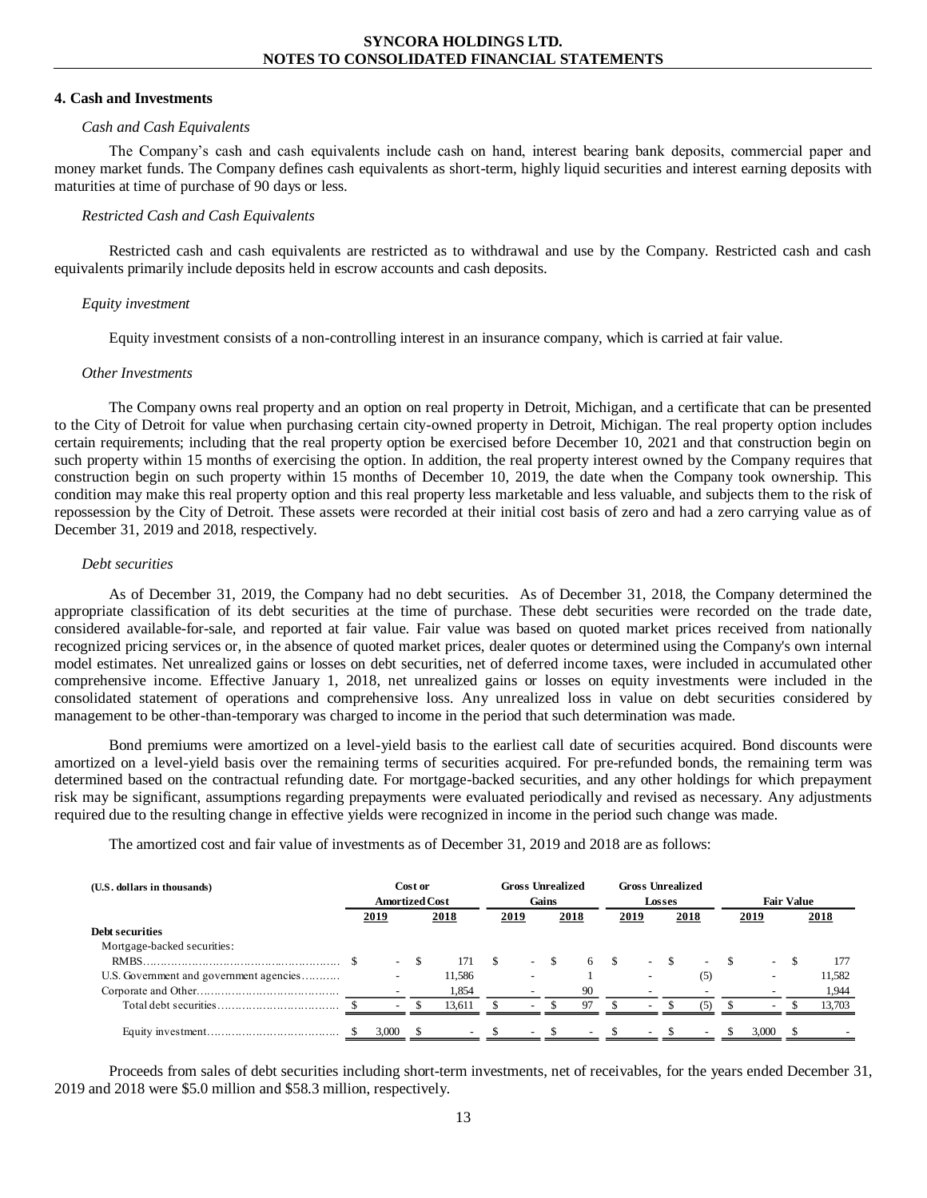## 4. Cash and Investments

*Cash and Cash Equivalents*

The Company's cash and cash equivalents include cash on hand, interest bearing bank deposits, commercial paper and money market funds. The Company defines cash equivalents as short-term, highly liquid securities and interest earning deposits with maturities at time of purchase of 90 days or less.

*Restricted Cash and Cash Equivalents*

Restricted cash and cash equivalents are restricted as to withdrawal and use by the Company. Restricted cash and cash equivalents primarily include deposits held in escrow accounts and cash deposits.

*Equity investment*

Equity investment consists of a non-controlling interest in an insurance company, which is carried at fair value.

*Other Investments*

The Company owns real property and an option on real property in Detroit, Michigan, and a certificate that can be presented to the City of Detroit for value when purchasing certain city-owned property in Detroit, Michigan. The real property option includes certain requirements; including that the real property option be exercised before December 10, 2021 and that construction begin on such property within 15 months of exercising the option. In addition, the real property interest owned by the Company requires that construction begin on such property within 15 months of December 10, 2019, the date when the Company took ownership. This condition may make this real property option and this real property less marketable and less valuable, and subjects them to the risk of repossession by the City of Detroit. These assets were recorded at their initial cost basis of zero and had a zero carrying value as of December 31, 2019 and 2018, respectively.

*Debt securities*

As of December 31, 2019, the Company had no debt securities. As of December 31, 2018, the Company determined the appropriate classification of its debt securities at the time of purchase. These debt securities were recorded on the trade date, considered available-for-sale, and reported at fair value. Fair value was based on quoted market prices received from nationally recognized pricing services or, in the absence of quoted market prices, dealer quotes or determined using the Company's own internal model estimates. Net unrealized gains or losses on debt securities, net of deferred income taxes, were included in accumulated other comprehensive income. Effective January 1, 2018, net unrealized gains or losses on equity investments were included in the consolidated statement of operations and comprehensive loss. Any unrealized loss in value on debt securities considered by management to be other-than-temporary was charged to income in the period that such determination was made.

Bond premiums were amortized on a level-yield basis to the earliest call date of securities acquired. Bond discounts were amortized on a level-yield basis over the remaining terms of securities acquired. For pre-refunded bonds, the remaining term was determined based on the contractual refunding date. For mortgage-backed securities, and any other holdings for which prepayment risk may be significant, assumptions regarding prepayments were evaluated periodically and revised as necessary. Any adjustments required due to the resulting change in effective yields were recognized in income in the period such change was made.

The amortized cost and fair value of investments as of December 31, 2019 and 2018 are as follows:

| (U.S. dollars in thousands) | Cost or Amortized Cost | | Gross Unrealized Gains | | Gross Unrealized Losses | | Fair Value | |
|---|---|---|---|---|---|---|---|---|
| | 2019 | 2018 | 2019 | 2018 | 2019 | 2018 | 2019 | 2018 |
| **Debt securities** | | | | | | | | |
| Mortgage-backed securities: | | | | | | | | |
| RMBS | $ - | $ 171 | $ - | $ 6 | $ - | $ - | $ - | $ 177 |
| U.S. Government and government agencies | - | 11,586 | - | 1 | - | (5) | - | 11,582 |
| Corporate and Other | - | 1,854 | - | 90 | - | - | - | 1,944 |
| Total debt securities | $ - | $ 13,611 | $ - | $ 97 | $ - | $ (5) | $ - | $ 13,703 |
| Equity investment | $ 3,000 | $ - | $ - | $ - | $ - | $ - | $ 3,000 | $ - |

Proceeds from sales of debt securities including short-term investments, net of receivables, for the years ended December 31, 2019 and 2018 were $5.0 million and $58.3 million, respectively.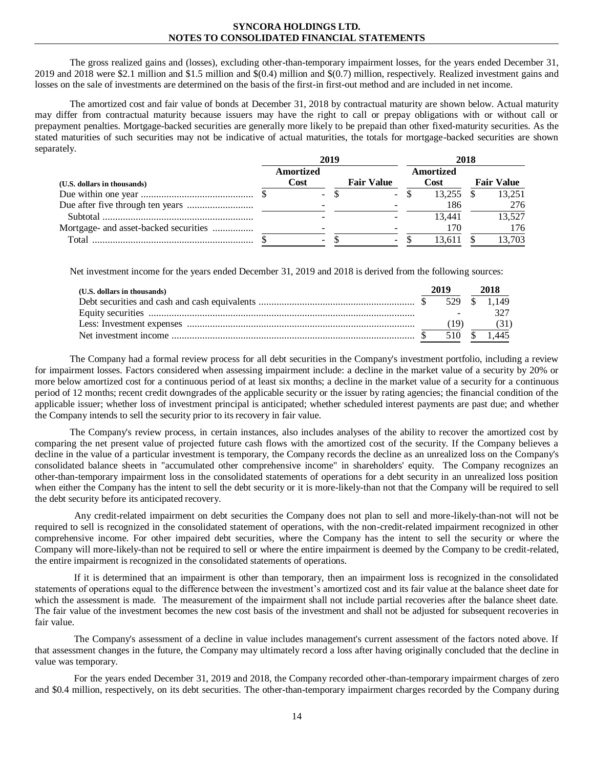The gross realized gains and (losses), excluding other-than-temporary impairment losses, for the years ended December 31, 2019 and 2018 were $2.1 million and $1.5 million and $(0.4) million and $(0.7) million, respectively. Realized investment gains and losses on the sale of investments are determined on the basis of the first-in first-out method and are included in net income.

The amortized cost and fair value of bonds at December 31, 2018 by contractual maturity are shown below. Actual maturity may differ from contractual maturity because issuers may have the right to call or prepay obligations with or without call or prepayment penalties. Mortgage-backed securities are generally more likely to be prepaid than other fixed-maturity securities. As the stated maturities of such securities may not be indicative of actual maturities, the totals for mortgage-backed securities are shown separately.

| (U.S. dollars in thousands) | 2019 Amortized Cost | 2019 Fair Value | 2018 Amortized Cost | 2018 Fair Value |
|---|---|---|---|---|
| Due within one year | $ - | $ - | $ 13,255 | $ 13,251 |
| Due after five through ten years | - | - | 186 | 276 |
| Subtotal | - | - | 13,441 | 13,527 |
| Mortgage- and asset-backed securities | - | - | 170 | 176 |
| Total | $ - | $ - | $ 13,611 | $ 13,703 |

Net investment income for the years ended December 31, 2019 and 2018 is derived from the following sources:

| (U.S. dollars in thousands) | 2019 | 2018 |
|---|---|---|
| Debt securities and cash and cash equivalents | $ 529 | $ 1,149 |
| Equity securities | - | 327 |
| Less: Investment expenses | (19) | (31) |
| Net investment income | $ 510 | $ 1,445 |

The Company had a formal review process for all debt securities in the Company's investment portfolio, including a review for impairment losses. Factors considered when assessing impairment include: a decline in the market value of a security by 20% or more below amortized cost for a continuous period of at least six months; a decline in the market value of a security for a continuous period of 12 months; recent credit downgrades of the applicable security or the issuer by rating agencies; the financial condition of the applicable issuer; whether loss of investment principal is anticipated; whether scheduled interest payments are past due; and whether the Company intends to sell the security prior to its recovery in fair value.

The Company's review process, in certain instances, also includes analyses of the ability to recover the amortized cost by comparing the net present value of projected future cash flows with the amortized cost of the security. If the Company believes a decline in the value of a particular investment is temporary, the Company records the decline as an unrealized loss on the Company's consolidated balance sheets in "accumulated other comprehensive income" in shareholders' equity. The Company recognizes an other-than-temporary impairment loss in the consolidated statements of operations for a debt security in an unrealized loss position when either the Company has the intent to sell the debt security or it is more-likely-than not that the Company will be required to sell the debt security before its anticipated recovery.

Any credit-related impairment on debt securities the Company does not plan to sell and more-likely-than-not will not be required to sell is recognized in the consolidated statement of operations, with the non-credit-related impairment recognized in other comprehensive income. For other impaired debt securities, where the Company has the intent to sell the security or where the Company will more-likely-than not be required to sell or where the entire impairment is deemed by the Company to be credit-related, the entire impairment is recognized in the consolidated statements of operations.

If it is determined that an impairment is other than temporary, then an impairment loss is recognized in the consolidated statements of operations equal to the difference between the investment's amortized cost and its fair value at the balance sheet date for which the assessment is made. The measurement of the impairment shall not include partial recoveries after the balance sheet date. The fair value of the investment becomes the new cost basis of the investment and shall not be adjusted for subsequent recoveries in fair value.

The Company's assessment of a decline in value includes management's current assessment of the factors noted above. If that assessment changes in the future, the Company may ultimately record a loss after having originally concluded that the decline in value was temporary.

For the years ended December 31, 2019 and 2018, the Company recorded other-than-temporary impairment charges of zero and $0.4 million, respectively, on its debt securities. The other-than-temporary impairment charges recorded by the Company during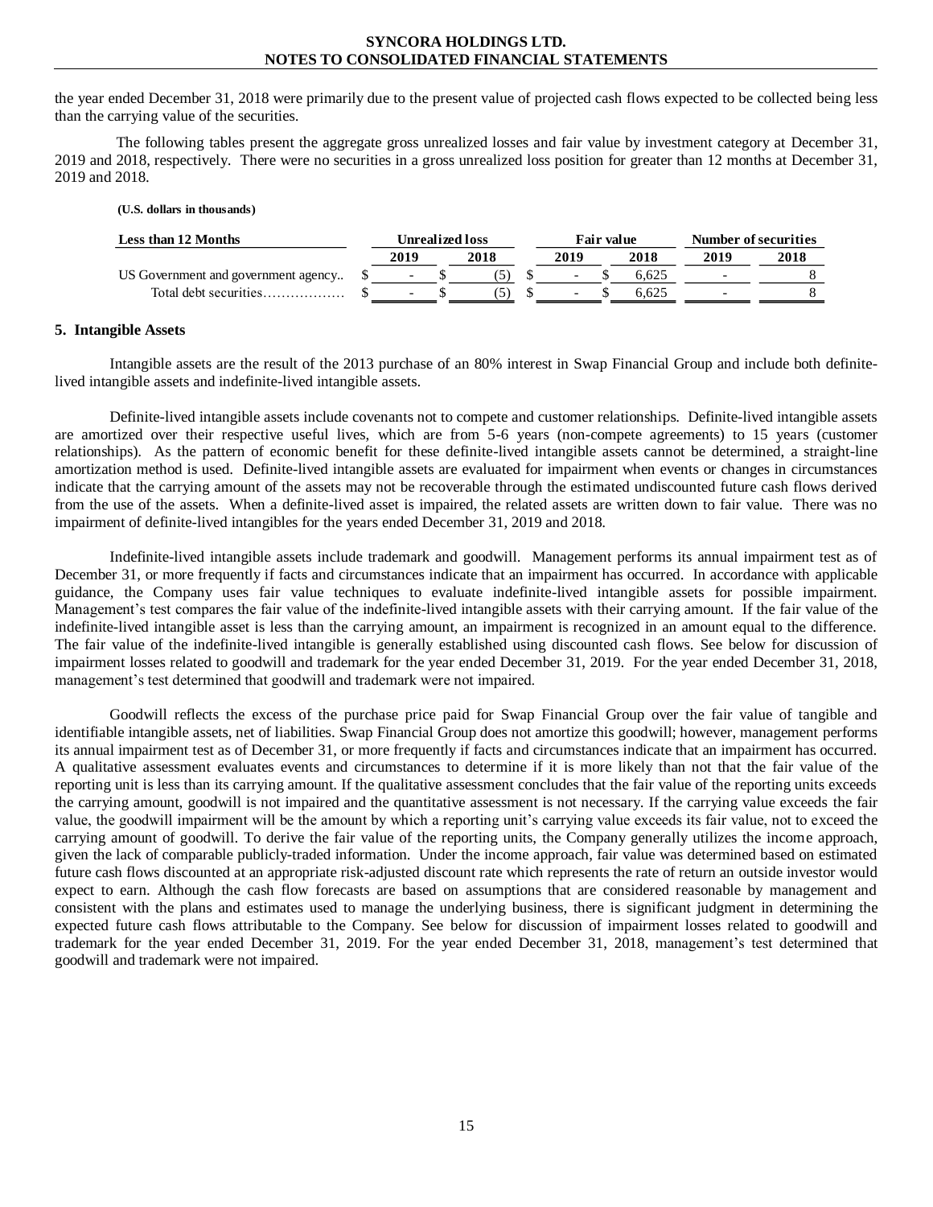the year ended December 31, 2018 were primarily due to the present value of projected cash flows expected to be collected being less than the carrying value of the securities.

The following tables present the aggregate gross unrealized losses and fair value by investment category at December 31, 2019 and 2018, respectively. There were no securities in a gross unrealized loss position for greater than 12 months at December 31, 2019 and 2018.

**(U.S. dollars in thousands)**

| Less than 12 Months | Unrealized loss | | Fair value | | Number of securities | |
|---|---|---|---|---|---|---|
| | 2019 | 2018 | 2019 | 2018 | 2019 | 2018 |
| US Government and government agency.. | $ - | $ (5) | $ - | $ 6,625 | - | 8 |
| Total debt securities……………… | $ - | $ (5) | $ - | $ 6,625 | - | 8 |

## 5. Intangible Assets

Intangible assets are the result of the 2013 purchase of an 80% interest in Swap Financial Group and include both definite-lived intangible assets and indefinite-lived intangible assets.

Definite-lived intangible assets include covenants not to compete and customer relationships. Definite-lived intangible assets are amortized over their respective useful lives, which are from 5-6 years (non-compete agreements) to 15 years (customer relationships). As the pattern of economic benefit for these definite-lived intangible assets cannot be determined, a straight-line amortization method is used. Definite-lived intangible assets are evaluated for impairment when events or changes in circumstances indicate that the carrying amount of the assets may not be recoverable through the estimated undiscounted future cash flows derived from the use of the assets. When a definite-lived asset is impaired, the related assets are written down to fair value. There was no impairment of definite-lived intangibles for the years ended December 31, 2019 and 2018.

Indefinite-lived intangible assets include trademark and goodwill. Management performs its annual impairment test as of December 31, or more frequently if facts and circumstances indicate that an impairment has occurred. In accordance with applicable guidance, the Company uses fair value techniques to evaluate indefinite-lived intangible assets for possible impairment. Management's test compares the fair value of the indefinite-lived intangible assets with their carrying amount. If the fair value of the indefinite-lived intangible asset is less than the carrying amount, an impairment is recognized in an amount equal to the difference. The fair value of the indefinite-lived intangible is generally established using discounted cash flows. See below for discussion of impairment losses related to goodwill and trademark for the year ended December 31, 2019. For the year ended December 31, 2018, management's test determined that goodwill and trademark were not impaired.

Goodwill reflects the excess of the purchase price paid for Swap Financial Group over the fair value of tangible and identifiable intangible assets, net of liabilities. Swap Financial Group does not amortize this goodwill; however, management performs its annual impairment test as of December 31, or more frequently if facts and circumstances indicate that an impairment has occurred. A qualitative assessment evaluates events and circumstances to determine if it is more likely than not that the fair value of the reporting unit is less than its carrying amount. If the qualitative assessment concludes that the fair value of the reporting units exceeds the carrying amount, goodwill is not impaired and the quantitative assessment is not necessary. If the carrying value exceeds the fair value, the goodwill impairment will be the amount by which a reporting unit's carrying value exceeds its fair value, not to exceed the carrying amount of goodwill. To derive the fair value of the reporting units, the Company generally utilizes the income approach, given the lack of comparable publicly-traded information. Under the income approach, fair value was determined based on estimated future cash flows discounted at an appropriate risk-adjusted discount rate which represents the rate of return an outside investor would expect to earn. Although the cash flow forecasts are based on assumptions that are considered reasonable by management and consistent with the plans and estimates used to manage the underlying business, there is significant judgment in determining the expected future cash flows attributable to the Company. See below for discussion of impairment losses related to goodwill and trademark for the year ended December 31, 2019. For the year ended December 31, 2018, management's test determined that goodwill and trademark were not impaired.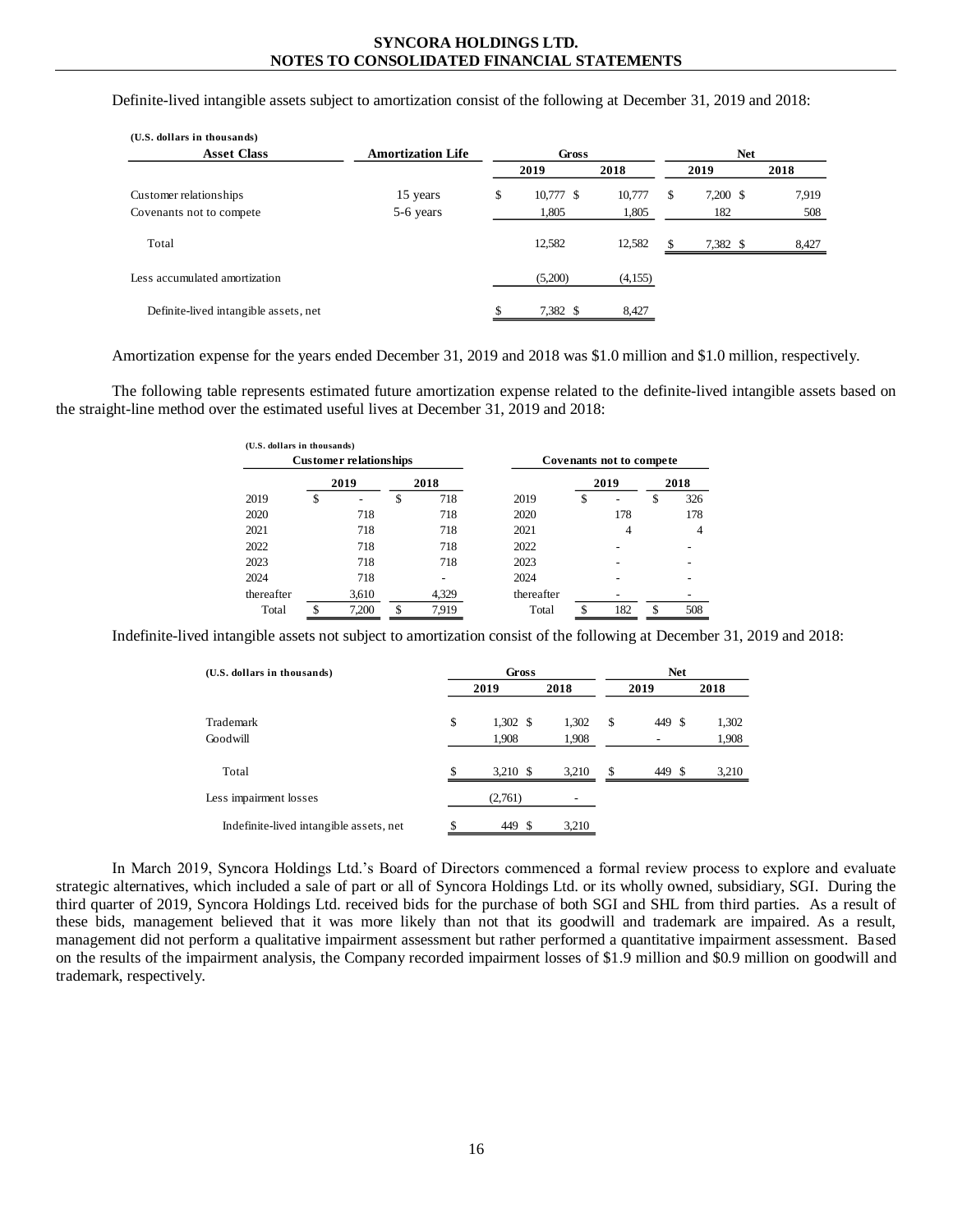Definite-lived intangible assets subject to amortization consist of the following at December 31, 2019 and 2018:

| (U.S. dollars in thousands) | | Gross | | Net | |
|---|---|---|---|---|---|
| Asset Class | Amortization Life | 2019 | 2018 | 2019 | 2018 |
| Customer relationships | 15 years | $ 10,777 | $ 10,777 | $ 7,200 | $ 7,919 |
| Covenants not to compete | 5-6 years | 1,805 | 1,805 | 182 | 508 |
| Total | | 12,582 | 12,582 | $ 7,382 | $ 8,427 |
| Less accumulated amortization | | (5,200) | (4,155) | | |
| Definite-lived intangible assets, net | | $ 7,382 | $ 8,427 | | |

Amortization expense for the years ended December 31, 2019 and 2018 was $1.0 million and $1.0 million, respectively.

The following table represents estimated future amortization expense related to the definite-lived intangible assets based on the straight-line method over the estimated useful lives at December 31, 2019 and 2018:

(U.S. dollars in thousands)

| Customer relationships | 2019 | 2018 |
|---|---|---|
| 2019 | $ - | $ 718 |
| 2020 | 718 | 718 |
| 2021 | 718 | 718 |
| 2022 | 718 | 718 |
| 2023 | 718 | 718 |
| 2024 | 718 | - |
| thereafter | 3,610 | 4,329 |
| Total | $ 7,200 | $ 7,919 |

| Covenants not to compete | 2019 | 2018 |
|---|---|---|
| 2019 | $ - | $ 326 |
| 2020 | 178 | 178 |
| 2021 | 4 | 4 |
| 2022 | - | - |
| 2023 | - | - |
| 2024 | - | - |
| thereafter | - | - |
| Total | $ 182 | $ 508 |

Indefinite-lived intangible assets not subject to amortization consist of the following at December 31, 2019 and 2018:

| (U.S. dollars in thousands) | Gross | | Net | |
|---|---|---|---|---|
| | 2019 | 2018 | 2019 | 2018 |
| Trademark | $ 1,302 | $ 1,302 | $ 449 | $ 1,302 |
| Goodwill | 1,908 | 1,908 | - | 1,908 |
| Total | $ 3,210 | $ 3,210 | $ 449 | $ 3,210 |
| Less impairment losses | (2,761) | - | | |
| Indefinite-lived intangible assets, net | $ 449 | $ 3,210 | | |

In March 2019, Syncora Holdings Ltd.'s Board of Directors commenced a formal review process to explore and evaluate strategic alternatives, which included a sale of part or all of Syncora Holdings Ltd. or its wholly owned, subsidiary, SGI. During the third quarter of 2019, Syncora Holdings Ltd. received bids for the purchase of both SGI and SHL from third parties. As a result of these bids, management believed that it was more likely than not that its goodwill and trademark are impaired. As a result, management did not perform a qualitative impairment assessment but rather performed a quantitative impairment assessment. Based on the results of the impairment analysis, the Company recorded impairment losses of $1.9 million and $0.9 million on goodwill and trademark, respectively.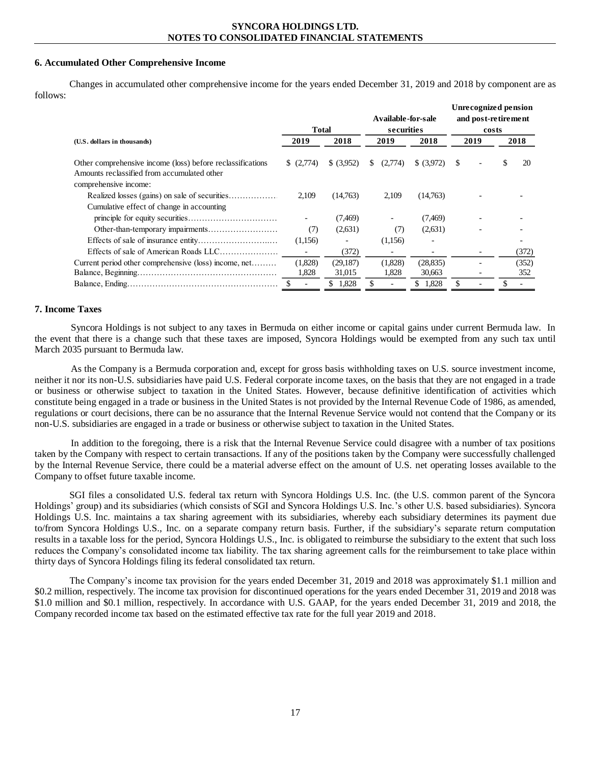## 6. Accumulated Other Comprehensive Income

Changes in accumulated other comprehensive income for the years ended December 31, 2019 and 2018 by component are as follows:

| (U.S. dollars in thousands) | Total | | Available-for-sale securities | | Unrecognized pension and post-retirement costs | |
|---|---|---|---|---|---|---|
| | 2019 | 2018 | 2019 | 2018 | 2019 | 2018 |
| Other comprehensive income (loss) before reclassifications | $ (2,774) | $ (3,952) | $ (2,774) | $ (3,972) | $ - | $ 20 |
| Amounts reclassified from accumulated other comprehensive income: | | | | | | |
| Realized losses (gains) on sale of securities | 2,109 | (14,763) | 2,109 | (14,763) | - | - |
| Cumulative effect of change in accounting principle for equity securities | - | (7,469) | - | (7,469) | - | - |
| Other-than-temporary impairments | (7) | (2,631) | (7) | (2,631) | - | - |
| Effects of sale of insurance entity | (1,156) | - | (1,156) | - | | - |
| Effects of sale of American Roads LLC | - | (372) | - | - | - | (372) |
| Current period other comprehensive (loss) income, net | (1,828) | (29,187) | (1,828) | (28,835) | - | (352) |
| Balance, Beginning | 1,828 | 31,015 | 1,828 | 30,663 | - | 352 |
| Balance, Ending | $ - | $ 1,828 | $ - | $ 1,828 | $ - | $ - |

## 7. Income Taxes

Syncora Holdings is not subject to any taxes in Bermuda on either income or capital gains under current Bermuda law. In the event that there is a change such that these taxes are imposed, Syncora Holdings would be exempted from any such tax until March 2035 pursuant to Bermuda law.

As the Company is a Bermuda corporation and, except for gross basis withholding taxes on U.S. source investment income, neither it nor its non-U.S. subsidiaries have paid U.S. Federal corporate income taxes, on the basis that they are not engaged in a trade or business or otherwise subject to taxation in the United States. However, because definitive identification of activities which constitute being engaged in a trade or business in the United States is not provided by the Internal Revenue Code of 1986, as amended, regulations or court decisions, there can be no assurance that the Internal Revenue Service would not contend that the Company or its non-U.S. subsidiaries are engaged in a trade or business or otherwise subject to taxation in the United States.

In addition to the foregoing, there is a risk that the Internal Revenue Service could disagree with a number of tax positions taken by the Company with respect to certain transactions. If any of the positions taken by the Company were successfully challenged by the Internal Revenue Service, there could be a material adverse effect on the amount of U.S. net operating losses available to the Company to offset future taxable income.

SGI files a consolidated U.S. federal tax return with Syncora Holdings U.S. Inc. (the U.S. common parent of the Syncora Holdings' group) and its subsidiaries (which consists of SGI and Syncora Holdings U.S. Inc.'s other U.S. based subsidiaries). Syncora Holdings U.S. Inc. maintains a tax sharing agreement with its subsidiaries, whereby each subsidiary determines its payment due to/from Syncora Holdings U.S., Inc. on a separate company return basis. Further, if the subsidiary's separate return computation results in a taxable loss for the period, Syncora Holdings U.S., Inc. is obligated to reimburse the subsidiary to the extent that such loss reduces the Company's consolidated income tax liability. The tax sharing agreement calls for the reimbursement to take place within thirty days of Syncora Holdings filing its federal consolidated tax return.

The Company's income tax provision for the years ended December 31, 2019 and 2018 was approximately $1.1 million and $0.2 million, respectively. The income tax provision for discontinued operations for the years ended December 31, 2019 and 2018 was $1.0 million and $0.1 million, respectively. In accordance with U.S. GAAP, for the years ended December 31, 2019 and 2018, the Company recorded income tax based on the estimated effective tax rate for the full year 2019 and 2018.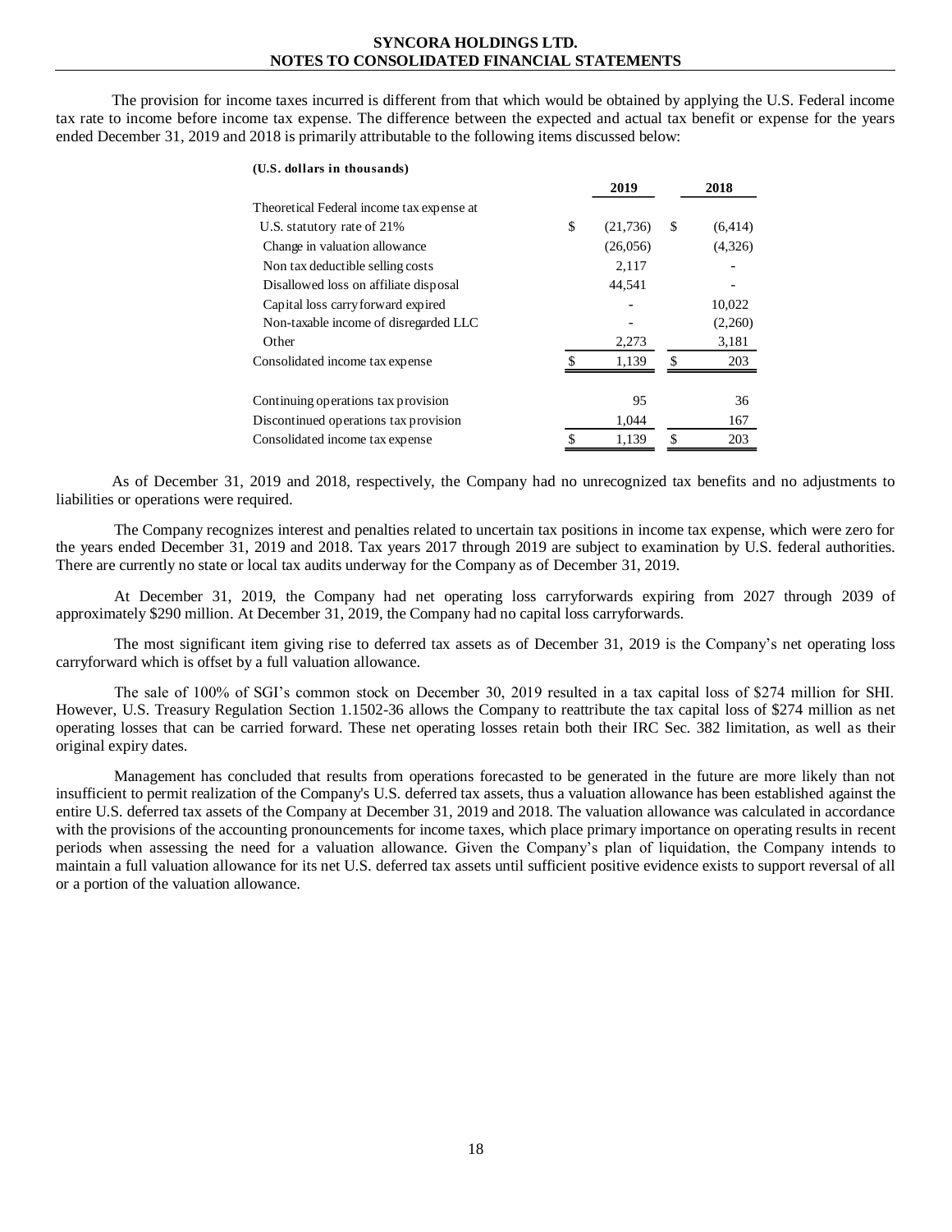The provision for income taxes incurred is different from that which would be obtained by applying the U.S. Federal income tax rate to income before income tax expense. The difference between the expected and actual tax benefit or expense for the years ended December 31, 2019 and 2018 is primarily attributable to the following items discussed below:

**(U.S. dollars in thousands)**

| | 2019 | 2018 |
|---|---|---|
| Theoretical Federal income tax expense at U.S. statutory rate of 21% | $ (21,736) | $ (6,414) |
| Change in valuation allowance | (26,056) | (4,326) |
| Non tax deductible selling costs | 2,117 | - |
| Disallowed loss on affiliate disposal | 44,541 | - |
| Capital loss carryforward expired | - | 10,022 |
| Non-taxable income of disregarded LLC | - | (2,260) |
| Other | 2,273 | 3,181 |
| Consolidated income tax expense | $ 1,139 | $ 203 |
| | | |
| Continuing operations tax provision | 95 | 36 |
| Discontinued operations tax provision | 1,044 | 167 |
| Consolidated income tax expense | $ 1,139 | $ 203 |

As of December 31, 2019 and 2018, respectively, the Company had no unrecognized tax benefits and no adjustments to liabilities or operations were required.

The Company recognizes interest and penalties related to uncertain tax positions in income tax expense, which were zero for the years ended December 31, 2019 and 2018. Tax years 2017 through 2019 are subject to examination by U.S. federal authorities. There are currently no state or local tax audits underway for the Company as of December 31, 2019.

At December 31, 2019, the Company had net operating loss carryforwards expiring from 2027 through 2039 of approximately $290 million. At December 31, 2019, the Company had no capital loss carryforwards.

The most significant item giving rise to deferred tax assets as of December 31, 2019 is the Company's net operating loss carryforward which is offset by a full valuation allowance.

The sale of 100% of SGI's common stock on December 30, 2019 resulted in a tax capital loss of $274 million for SHI. However, U.S. Treasury Regulation Section 1.1502-36 allows the Company to reattribute the tax capital loss of $274 million as net operating losses that can be carried forward. These net operating losses retain both their IRC Sec. 382 limitation, as well as their original expiry dates.

Management has concluded that results from operations forecasted to be generated in the future are more likely than not insufficient to permit realization of the Company's U.S. deferred tax assets, thus a valuation allowance has been established against the entire U.S. deferred tax assets of the Company at December 31, 2019 and 2018. The valuation allowance was calculated in accordance with the provisions of the accounting pronouncements for income taxes, which place primary importance on operating results in recent periods when assessing the need for a valuation allowance. Given the Company's plan of liquidation, the Company intends to maintain a full valuation allowance for its net U.S. deferred tax assets until sufficient positive evidence exists to support reversal of all or a portion of the valuation allowance.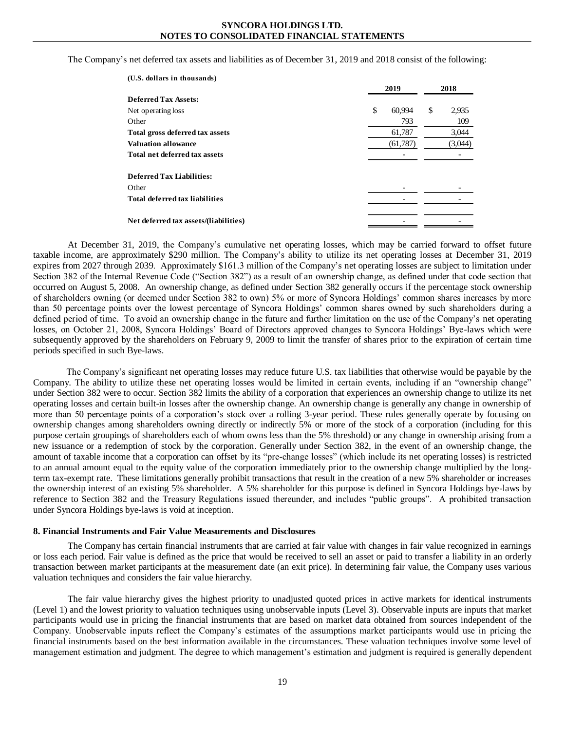The Company's net deferred tax assets and liabilities as of December 31, 2019 and 2018 consist of the following:

| (U.S. dollars in thousands) | 2019 | 2018 |
|---|---|---|
| **Deferred Tax Assets:** | | |
| Net operating loss | $ 60,994 | $ 2,935 |
| Other | 793 | 109 |
| **Total gross deferred tax assets** | 61,787 | 3,044 |
| **Valuation allowance** | (61,787) | (3,044) |
| **Total net deferred tax assets** | - | - |
| | | |
| **Deferred Tax Liabilities:** | | |
| Other | - | - |
| **Total deferred tax liabilities** | - | - |
| | | |
| **Net deferred tax assets/(liabilities)** | - | - |

At December 31, 2019, the Company's cumulative net operating losses, which may be carried forward to offset future taxable income, are approximately $290 million. The Company's ability to utilize its net operating losses at December 31, 2019 expires from 2027 through 2039. Approximately $161.3 million of the Company's net operating losses are subject to limitation under Section 382 of the Internal Revenue Code ("Section 382") as a result of an ownership change, as defined under that code section that occurred on August 5, 2008. An ownership change, as defined under Section 382 generally occurs if the percentage stock ownership of shareholders owning (or deemed under Section 382 to own) 5% or more of Syncora Holdings' common shares increases by more than 50 percentage points over the lowest percentage of Syncora Holdings' common shares owned by such shareholders during a defined period of time. To avoid an ownership change in the future and further limitation on the use of the Company's net operating losses, on October 21, 2008, Syncora Holdings' Board of Directors approved changes to Syncora Holdings' Bye-laws which were subsequently approved by the shareholders on February 9, 2009 to limit the transfer of shares prior to the expiration of certain time periods specified in such Bye-laws.

The Company's significant net operating losses may reduce future U.S. tax liabilities that otherwise would be payable by the Company. The ability to utilize these net operating losses would be limited in certain events, including if an "ownership change" under Section 382 were to occur. Section 382 limits the ability of a corporation that experiences an ownership change to utilize its net operating losses and certain built-in losses after the ownership change. An ownership change is generally any change in ownership of more than 50 percentage points of a corporation's stock over a rolling 3-year period. These rules generally operate by focusing on ownership changes among shareholders owning directly or indirectly 5% or more of the stock of a corporation (including for this purpose certain groupings of shareholders each of whom owns less than the 5% threshold) or any change in ownership arising from a new issuance or a redemption of stock by the corporation. Generally under Section 382, in the event of an ownership change, the amount of taxable income that a corporation can offset by its "pre-change losses" (which include its net operating losses) is restricted to an annual amount equal to the equity value of the corporation immediately prior to the ownership change multiplied by the long-term tax-exempt rate. These limitations generally prohibit transactions that result in the creation of a new 5% shareholder or increases the ownership interest of an existing 5% shareholder. A 5% shareholder for this purpose is defined in Syncora Holdings bye-laws by reference to Section 382 and the Treasury Regulations issued thereunder, and includes "public groups". A prohibited transaction under Syncora Holdings bye-laws is void at inception.

## 8. Financial Instruments and Fair Value Measurements and Disclosures

The Company has certain financial instruments that are carried at fair value with changes in fair value recognized in earnings or loss each period. Fair value is defined as the price that would be received to sell an asset or paid to transfer a liability in an orderly transaction between market participants at the measurement date (an exit price). In determining fair value, the Company uses various valuation techniques and considers the fair value hierarchy.

The fair value hierarchy gives the highest priority to unadjusted quoted prices in active markets for identical instruments (Level 1) and the lowest priority to valuation techniques using unobservable inputs (Level 3). Observable inputs are inputs that market participants would use in pricing the financial instruments that are based on market data obtained from sources independent of the Company. Unobservable inputs reflect the Company's estimates of the assumptions market participants would use in pricing the financial instruments based on the best information available in the circumstances. These valuation techniques involve some level of management estimation and judgment. The degree to which management's estimation and judgment is required is generally dependent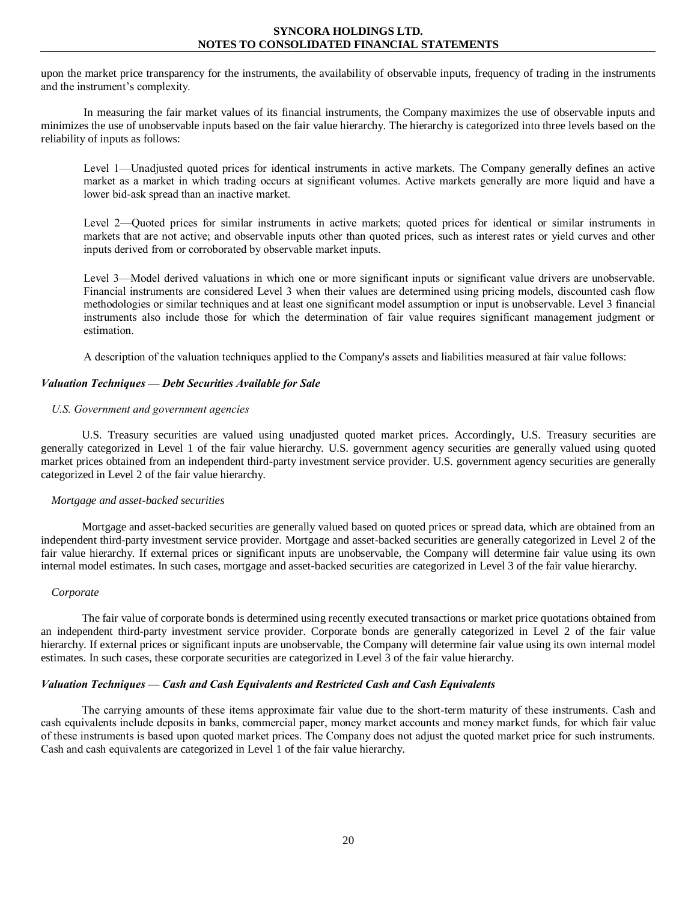upon the market price transparency for the instruments, the availability of observable inputs, frequency of trading in the instruments and the instrument's complexity.

In measuring the fair market values of its financial instruments, the Company maximizes the use of observable inputs and minimizes the use of unobservable inputs based on the fair value hierarchy. The hierarchy is categorized into three levels based on the reliability of inputs as follows:

Level 1—Unadjusted quoted prices for identical instruments in active markets. The Company generally defines an active market as a market in which trading occurs at significant volumes. Active markets generally are more liquid and have a lower bid-ask spread than an inactive market.

Level 2—Quoted prices for similar instruments in active markets; quoted prices for identical or similar instruments in markets that are not active; and observable inputs other than quoted prices, such as interest rates or yield curves and other inputs derived from or corroborated by observable market inputs.

Level 3—Model derived valuations in which one or more significant inputs or significant value drivers are unobservable. Financial instruments are considered Level 3 when their values are determined using pricing models, discounted cash flow methodologies or similar techniques and at least one significant model assumption or input is unobservable. Level 3 financial instruments also include those for which the determination of fair value requires significant management judgment or estimation.

A description of the valuation techniques applied to the Company's assets and liabilities measured at fair value follows:

***Valuation Techniques — Debt Securities Available for Sale***

*U.S. Government and government agencies*

U.S. Treasury securities are valued using unadjusted quoted market prices. Accordingly, U.S. Treasury securities are generally categorized in Level 1 of the fair value hierarchy. U.S. government agency securities are generally valued using quoted market prices obtained from an independent third-party investment service provider. U.S. government agency securities are generally categorized in Level 2 of the fair value hierarchy.

*Mortgage and asset-backed securities*

Mortgage and asset-backed securities are generally valued based on quoted prices or spread data, which are obtained from an independent third-party investment service provider. Mortgage and asset-backed securities are generally categorized in Level 2 of the fair value hierarchy. If external prices or significant inputs are unobservable, the Company will determine fair value using its own internal model estimates. In such cases, mortgage and asset-backed securities are categorized in Level 3 of the fair value hierarchy.

*Corporate*

The fair value of corporate bonds is determined using recently executed transactions or market price quotations obtained from an independent third-party investment service provider. Corporate bonds are generally categorized in Level 2 of the fair value hierarchy. If external prices or significant inputs are unobservable, the Company will determine fair value using its own internal model estimates. In such cases, these corporate securities are categorized in Level 3 of the fair value hierarchy.

***Valuation Techniques — Cash and Cash Equivalents and Restricted Cash and Cash Equivalents***

The carrying amounts of these items approximate fair value due to the short-term maturity of these instruments. Cash and cash equivalents include deposits in banks, commercial paper, money market accounts and money market funds, for which fair value of these instruments is based upon quoted market prices. The Company does not adjust the quoted market price for such instruments. Cash and cash equivalents are categorized in Level 1 of the fair value hierarchy.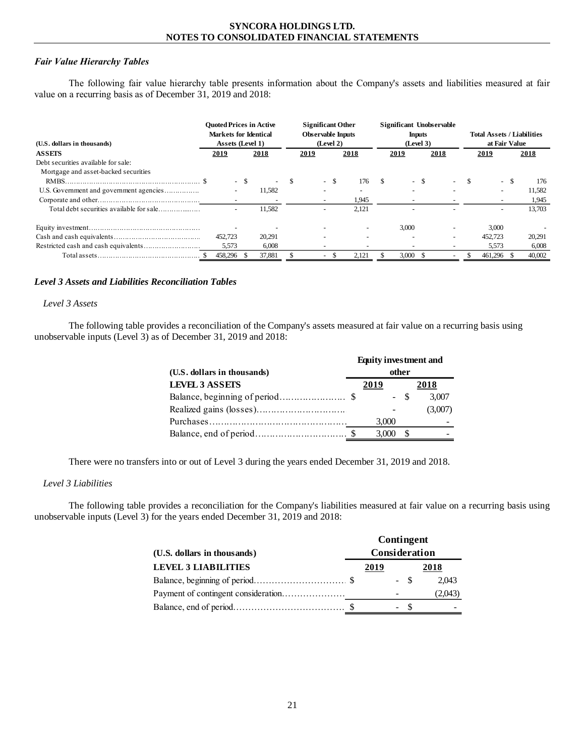## Fair Value Hierarchy Tables

The following fair value hierarchy table presents information about the Company's assets and liabilities measured at fair value on a recurring basis as of December 31, 2019 and 2018:

| (U.S. dollars in thousands) | Quoted Prices in Active Markets for Identical Assets (Level 1) | | Significant Other Observable Inputs (Level 2) | | Significant Unobservable Inputs (Level 3) | | Total Assets / Liabilities at Fair Value | |
|---|---|---|---|---|---|---|---|---|
| **ASSETS** | 2019 | 2018 | 2019 | 2018 | 2019 | 2018 | 2019 | 2018 |
| Debt securities available for sale: | | | | | | | | |
| Mortgage and asset-backed securities | | | | | | | | |
| RMBS | $ - | $ - | $ - | $ 176 | $ - | $ - | $ - | $ 176 |
| U.S. Government and government agencies | - | 11,582 | - | - | - | - | - | 11,582 |
| Corporate and other | - | - | - | 1,945 | - | - | - | 1,945 |
| Total debt securities available for sale | - | 11,582 | - | 2,121 | - | - | - | 13,703 |
| Equity investment | - | - | - | - | 3,000 | - | 3,000 | - |
| Cash and cash equivalents | 452,723 | 20,291 | - | - | - | - | 452,723 | 20,291 |
| Restricted cash and cash equivalents | 5,573 | 6,008 | - | - | - | - | 5,573 | 6,008 |
| Total assets | $ 458,296 | $ 37,881 | $ - | $ 2,121 | $ 3,000 | $ - | $ 461,296 | $ 40,002 |

## Level 3 Assets and Liabilities Reconciliation Tables

### Level 3 Assets

The following table provides a reconciliation of the Company's assets measured at fair value on a recurring basis using unobservable inputs (Level 3) as of December 31, 2019 and 2018:

| (U.S. dollars in thousands) | Equity investment and other | |
|---|---|---|
| **LEVEL 3 ASSETS** | 2019 | 2018 |
| Balance, beginning of period | $ - | $ 3,007 |
| Realized gains (losses) | - | (3,007) |
| Purchases | 3,000 | - |
| Balance, end of period | $ 3,000 | $ - |

There were no transfers into or out of Level 3 during the years ended December 31, 2019 and 2018.

### Level 3 Liabilities

The following table provides a reconciliation for the Company's liabilities measured at fair value on a recurring basis using unobservable inputs (Level 3) for the years ended December 31, 2019 and 2018:

| (U.S. dollars in thousands) | Contingent Consideration | |
|---|---|---|
| **LEVEL 3 LIABILITIES** | 2019 | 2018 |
| Balance, beginning of period | $ - | $ 2,043 |
| Payment of contingent consideration | - | (2,043) |
| Balance, end of period | $ - | $ - |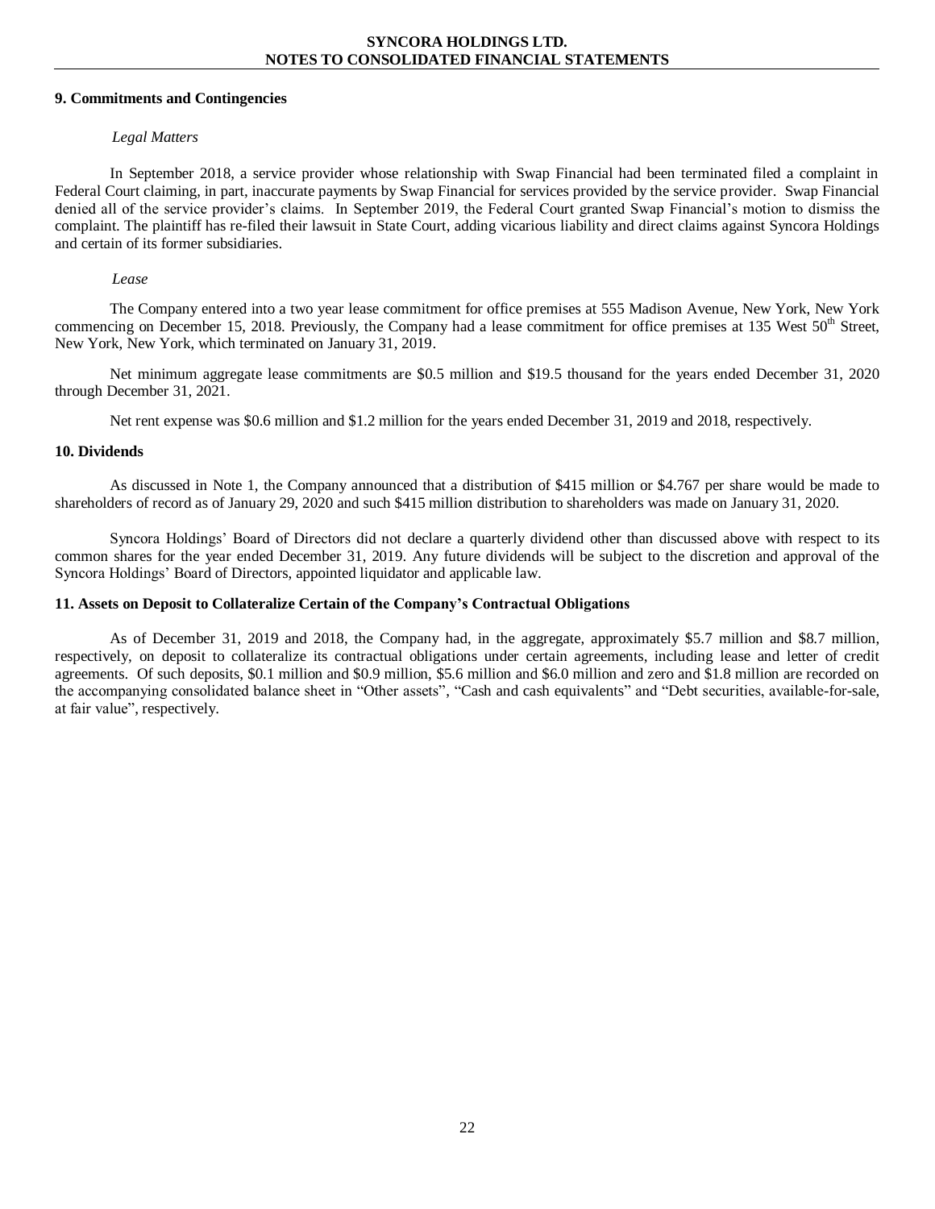## 9. Commitments and Contingencies

*Legal Matters*

In September 2018, a service provider whose relationship with Swap Financial had been terminated filed a complaint in Federal Court claiming, in part, inaccurate payments by Swap Financial for services provided by the service provider. Swap Financial denied all of the service provider's claims. In September 2019, the Federal Court granted Swap Financial's motion to dismiss the complaint. The plaintiff has re-filed their lawsuit in State Court, adding vicarious liability and direct claims against Syncora Holdings and certain of its former subsidiaries.

*Lease*

The Company entered into a two year lease commitment for office premises at 555 Madison Avenue, New York, New York commencing on December 15, 2018. Previously, the Company had a lease commitment for office premises at 135 West 50th Street, New York, New York, which terminated on January 31, 2019.

Net minimum aggregate lease commitments are \$0.5 million and \$19.5 thousand for the years ended December 31, 2020 through December 31, 2021.

Net rent expense was \$0.6 million and \$1.2 million for the years ended December 31, 2019 and 2018, respectively.

## 10. Dividends

As discussed in Note 1, the Company announced that a distribution of \$415 million or \$4.767 per share would be made to shareholders of record as of January 29, 2020 and such \$415 million distribution to shareholders was made on January 31, 2020.

Syncora Holdings' Board of Directors did not declare a quarterly dividend other than discussed above with respect to its common shares for the year ended December 31, 2019. Any future dividends will be subject to the discretion and approval of the Syncora Holdings' Board of Directors, appointed liquidator and applicable law.

## 11. Assets on Deposit to Collateralize Certain of the Company's Contractual Obligations

As of December 31, 2019 and 2018, the Company had, in the aggregate, approximately \$5.7 million and \$8.7 million, respectively, on deposit to collateralize its contractual obligations under certain agreements, including lease and letter of credit agreements. Of such deposits, \$0.1 million and \$0.9 million, \$5.6 million and \$6.0 million and zero and \$1.8 million are recorded on the accompanying consolidated balance sheet in "Other assets", "Cash and cash equivalents" and "Debt securities, available-for-sale, at fair value", respectively.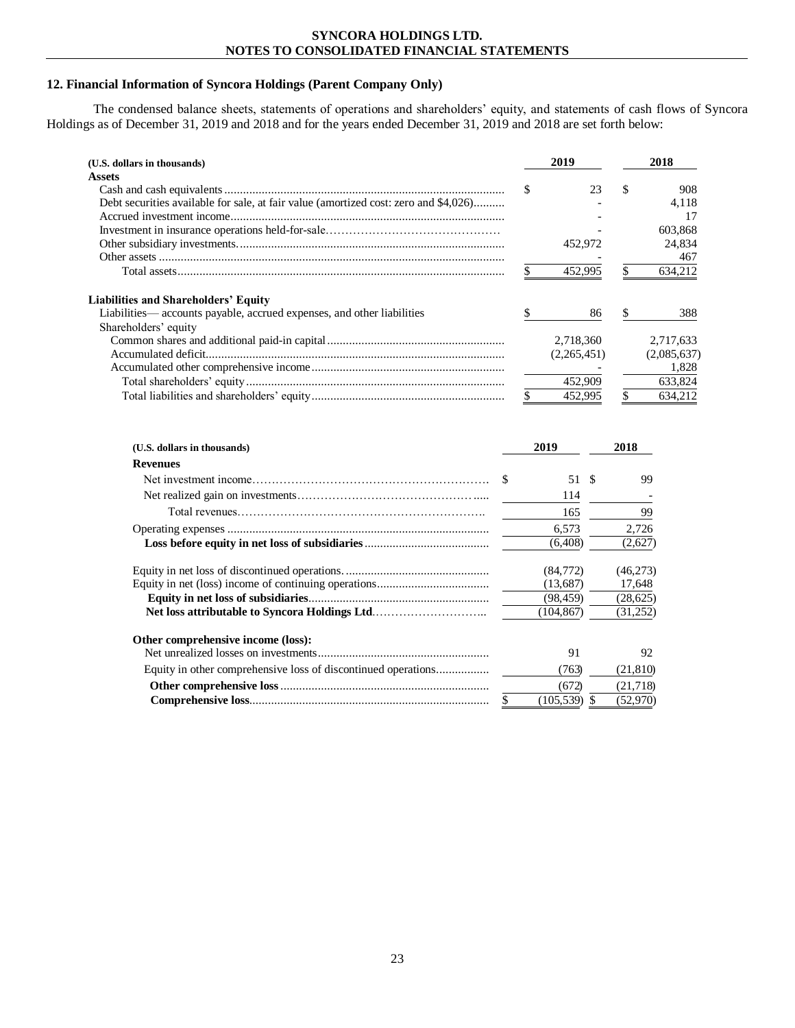## 12. Financial Information of Syncora Holdings (Parent Company Only)

The condensed balance sheets, statements of operations and shareholders' equity, and statements of cash flows of Syncora Holdings as of December 31, 2019 and 2018 and for the years ended December 31, 2019 and 2018 are set forth below:

| (U.S. dollars in thousands) | 2019 | 2018 |
|---|---|---|
| **Assets** | | |
| Cash and cash equivalents | $ 23 | $ 908 |
| Debt securities available for sale, at fair value (amortized cost: zero and $4,026) | - | 4,118 |
| Accrued investment income | - | 17 |
| Investment in insurance operations held-for-sale | - | 603,868 |
| Other subsidiary investments | 452,972 | 24,834 |
| Other assets | - | 467 |
| Total assets | $ 452,995 | $ 634,212 |
| **Liabilities and Shareholders' Equity** | | |
| Liabilities— accounts payable, accrued expenses, and other liabilities | $ 86 | $ 388 |
| Shareholders' equity | | |
| Common shares and additional paid-in capital | 2,718,360 | 2,717,633 |
| Accumulated deficit | (2,265,451) | (2,085,637) |
| Accumulated other comprehensive income | - | 1,828 |
| Total shareholders' equity | 452,909 | 633,824 |
| Total liabilities and shareholders' equity | $ 452,995 | $ 634,212 |

| (U.S. dollars in thousands) | 2019 | 2018 |
|---|---|---|
| **Revenues** | | |
| Net investment income | $ 51 | $ 99 |
| Net realized gain on investments | 114 | - |
| Total revenues | 165 | 99 |
| Operating expenses | 6,573 | 2,726 |
| **Loss before equity in net loss of subsidiaries** | (6,408) | (2,627) |
| Equity in net loss of discontinued operations | (84,772) | (46,273) |
| Equity in net (loss) income of continuing operations | (13,687) | 17,648 |
| **Equity in net loss of subsidiaries** | (98,459) | (28,625) |
| **Net loss attributable to Syncora Holdings Ltd** | (104,867) | (31,252) |
| **Other comprehensive income (loss):** | | |
| Net unrealized losses on investments | 91 | 92 |
| Equity in other comprehensive loss of discontinued operations | (763) | (21,810) |
| **Other comprehensive loss** | (672) | (21,718) |
| **Comprehensive loss** | $ (105,539) | $ (52,970) |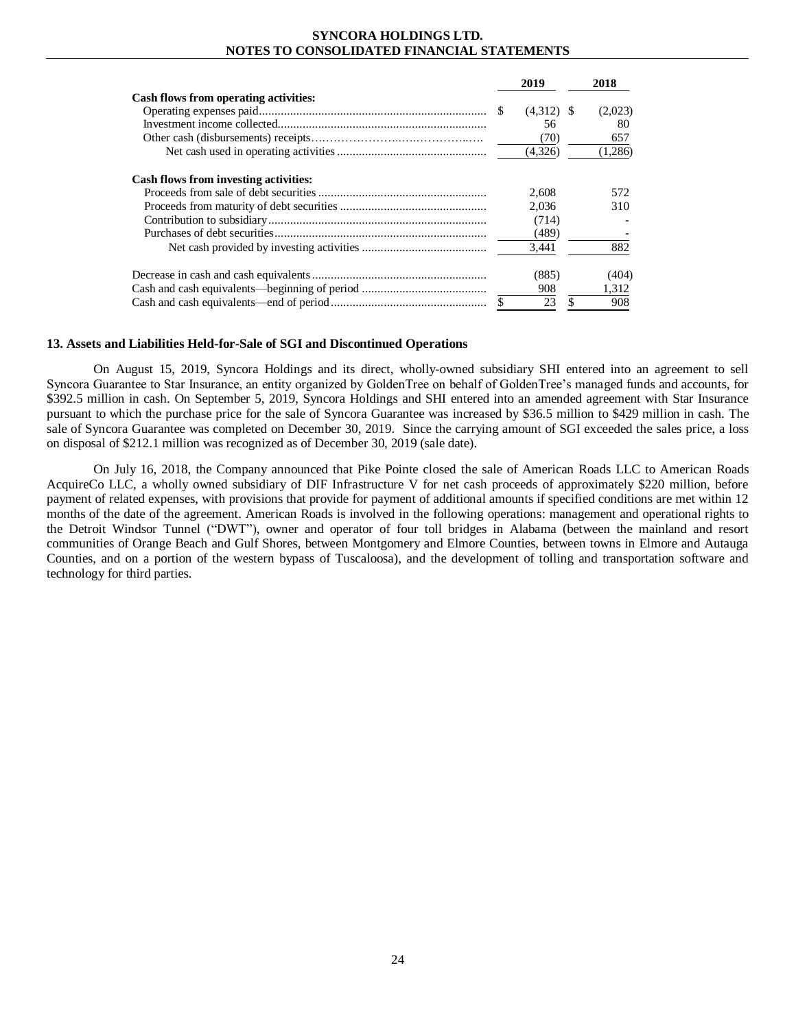| | 2019 | 2018 |
|---|---|---|
| **Cash flows from operating activities:** | | |
| Operating expenses paid | $ (4,312) | $ (2,023) |
| Investment income collected | 56 | 80 |
| Other cash (disbursements) receipts | (70) | 657 |
| Net cash used in operating activities | (4,326) | (1,286) |
| **Cash flows from investing activities:** | | |
| Proceeds from sale of debt securities | 2,608 | 572 |
| Proceeds from maturity of debt securities | 2,036 | 310 |
| Contribution to subsidiary | (714) | - |
| Purchases of debt securities | (489) | - |
| Net cash provided by investing activities | 3,441 | 882 |
| Decrease in cash and cash equivalents | (885) | (404) |
| Cash and cash equivalents—beginning of period | 908 | 1,312 |
| Cash and cash equivalents—end of period | $ 23 | $ 908 |

### 13. Assets and Liabilities Held-for-Sale of SGI and Discontinued Operations

On August 15, 2019, Syncora Holdings and its direct, wholly-owned subsidiary SHI entered into an agreement to sell Syncora Guarantee to Star Insurance, an entity organized by GoldenTree on behalf of GoldenTree's managed funds and accounts, for \$392.5 million in cash. On September 5, 2019, Syncora Holdings and SHI entered into an amended agreement with Star Insurance pursuant to which the purchase price for the sale of Syncora Guarantee was increased by \$36.5 million to \$429 million in cash. The sale of Syncora Guarantee was completed on December 30, 2019. Since the carrying amount of SGI exceeded the sales price, a loss on disposal of \$212.1 million was recognized as of December 30, 2019 (sale date).

On July 16, 2018, the Company announced that Pike Pointe closed the sale of American Roads LLC to American Roads AcquireCo LLC, a wholly owned subsidiary of DIF Infrastructure V for net cash proceeds of approximately \$220 million, before payment of related expenses, with provisions that provide for payment of additional amounts if specified conditions are met within 12 months of the date of the agreement. American Roads is involved in the following operations: management and operational rights to the Detroit Windsor Tunnel ("DWT"), owner and operator of four toll bridges in Alabama (between the mainland and resort communities of Orange Beach and Gulf Shores, between Montgomery and Elmore Counties, between towns in Elmore and Autauga Counties, and on a portion of the western bypass of Tuscaloosa), and the development of tolling and transportation software and technology for third parties.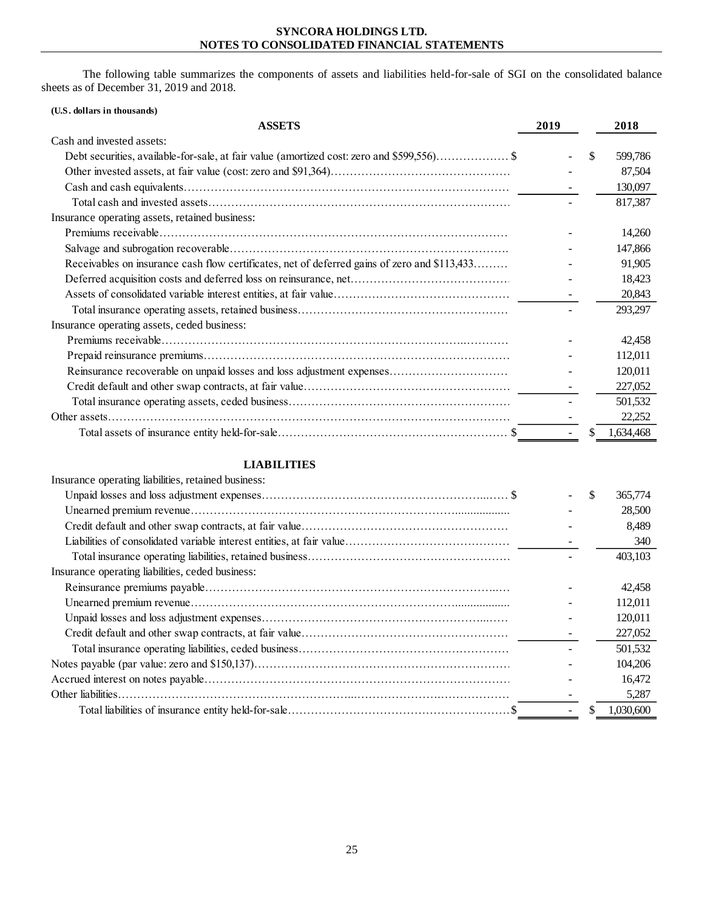The following table summarizes the components of assets and liabilities held-for-sale of SGI on the consolidated balance sheets as of December 31, 2019 and 2018.

**(U.S. dollars in thousands)**

| **ASSETS** | **2019** | **2018** |
|---|---|---|
| Cash and invested assets: | | |
| Debt securities, available-for-sale, at fair value (amortized cost: zero and $599,556) | $ - | $ 599,786 |
| Other invested assets, at fair value (cost: zero and $91,364) | - | 87,504 |
| Cash and cash equivalents | - | 130,097 |
| Total cash and invested assets | - | 817,387 |
| Insurance operating assets, retained business: | | |
| Premiums receivable | - | 14,260 |
| Salvage and subrogation recoverable | - | 147,866 |
| Receivables on insurance cash flow certificates, net of deferred gains of zero and $113,433 | - | 91,905 |
| Deferred acquisition costs and deferred loss on reinsurance, net | - | 18,423 |
| Assets of consolidated variable interest entities, at fair value | - | 20,843 |
| Total insurance operating assets, retained business | - | 293,297 |
| Insurance operating assets, ceded business: | | |
| Premiums receivable | - | 42,458 |
| Prepaid reinsurance premiums | - | 112,011 |
| Reinsurance recoverable on unpaid losses and loss adjustment expenses | - | 120,011 |
| Credit default and other swap contracts, at fair value | - | 227,052 |
| Total insurance operating assets, ceded business | - | 501,532 |
| Other assets | - | 22,252 |
| Total assets of insurance entity held-for-sale | $ - | $ 1,634,468 |

| **LIABILITIES** | **2019** | **2018** |
|---|---|---|
| Insurance operating liabilities, retained business: | | |
| Unpaid losses and loss adjustment expenses | $ - | $ 365,774 |
| Unearned premium revenue | - | 28,500 |
| Credit default and other swap contracts, at fair value | - | 8,489 |
| Liabilities of consolidated variable interest entities, at fair value | - | 340 |
| Total insurance operating liabilities, retained business | - | 403,103 |
| Insurance operating liabilities, ceded business: | | |
| Reinsurance premiums payable | - | 42,458 |
| Unearned premium revenue | - | 112,011 |
| Unpaid losses and loss adjustment expenses | - | 120,011 |
| Credit default and other swap contracts, at fair value | - | 227,052 |
| Total insurance operating liabilities, ceded business | - | 501,532 |
| Notes payable (par value: zero and $150,137) | - | 104,206 |
| Accrued interest on notes payable | - | 16,472 |
| Other liabilities | - | 5,287 |
| Total liabilities of insurance entity held-for-sale | $ - | $ 1,030,600 |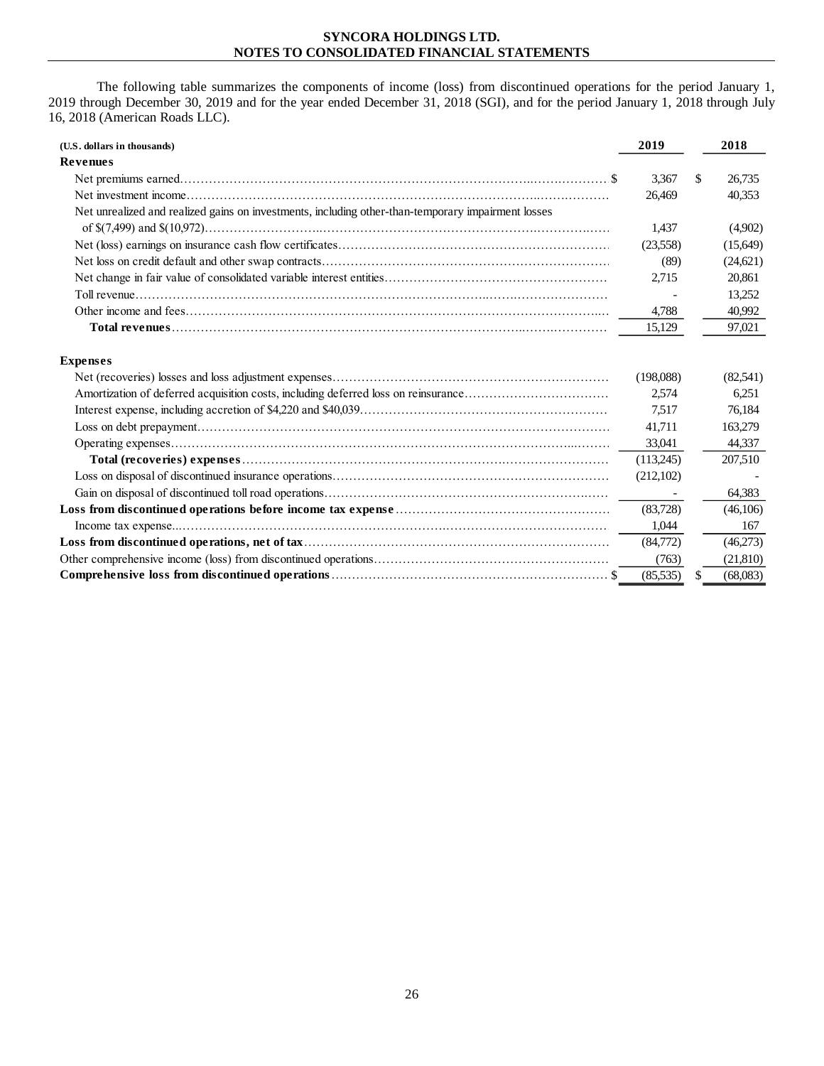The following table summarizes the components of income (loss) from discontinued operations for the period January 1, 2019 through December 30, 2019 and for the year ended December 31, 2018 (SGI), and for the period January 1, 2018 through July 16, 2018 (American Roads LLC).

| (U.S. dollars in thousands) | 2019 | 2018 |
|---|---|---|
| **Revenues** | | |
| Net premiums earned | $ 3,367 | $ 26,735 |
| Net investment income | 26,469 | 40,353 |
| Net unrealized and realized gains on investments, including other-than-temporary impairment losses of $(7,499) and $(10,972) | 1,437 | (4,902) |
| Net (loss) earnings on insurance cash flow certificates | (23,558) | (15,649) |
| Net loss on credit default and other swap contracts | (89) | (24,621) |
| Net change in fair value of consolidated variable interest entities | 2,715 | 20,861 |
| Toll revenue | - | 13,252 |
| Other income and fees | 4,788 | 40,992 |
| **Total revenues** | 15,129 | 97,021 |
| **Expenses** | | |
| Net (recoveries) losses and loss adjustment expenses | (198,088) | (82,541) |
| Amortization of deferred acquisition costs, including deferred loss on reinsurance | 2,574 | 6,251 |
| Interest expense, including accretion of $4,220 and $40,039 | 7,517 | 76,184 |
| Loss on debt prepayment | 41,711 | 163,279 |
| Operating expenses | 33,041 | 44,337 |
| **Total (recoveries) expenses** | (113,245) | 207,510 |
| Loss on disposal of discontinued insurance operations | (212,102) | - |
| Gain on disposal of discontinued toll road operations | - | 64,383 |
| **Loss from discontinued operations before income tax expense** | (83,728) | (46,106) |
| Income tax expense | 1,044 | 167 |
| **Loss from discontinued operations, net of tax** | (84,772) | (46,273) |
| Other comprehensive income (loss) from discontinued operations | (763) | (21,810) |
| **Comprehensive loss from discontinued operations** | $ (85,535) | $ (68,083) |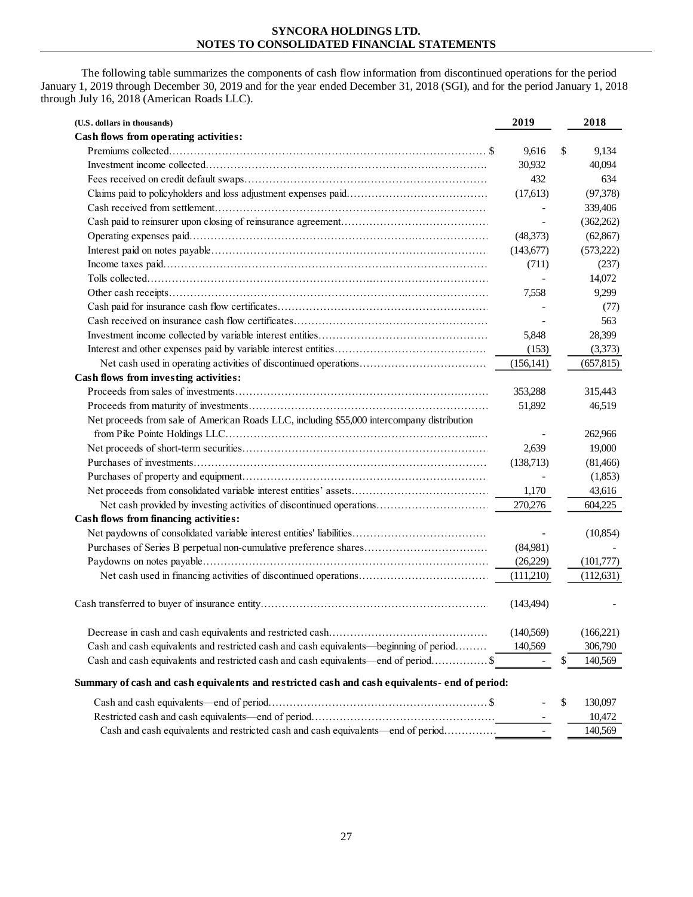The following table summarizes the components of cash flow information from discontinued operations for the period January 1, 2019 through December 30, 2019 and for the year ended December 31, 2018 (SGI), and for the period January 1, 2018 through July 16, 2018 (American Roads LLC).

| (U.S. dollars in thousands) | 2019 | 2018 |
|---|---|---|
| **Cash flows from operating activities:** | | |
| Premiums collected | $ 9,616 | $ 9,134 |
| Investment income collected | 30,932 | 40,094 |
| Fees received on credit default swaps | 432 | 634 |
| Claims paid to policyholders and loss adjustment expenses paid | (17,613) | (97,378) |
| Cash received from settlement | - | 339,406 |
| Cash paid to reinsurer upon closing of reinsurance agreement | - | (362,262) |
| Operating expenses paid | (48,373) | (62,867) |
| Interest paid on notes payable | (143,677) | (573,222) |
| Income taxes paid | (711) | (237) |
| Tolls collected | - | 14,072 |
| Other cash receipts | 7,558 | 9,299 |
| Cash paid for insurance cash flow certificates | - | (77) |
| Cash received on insurance cash flow certificates | - | 563 |
| Investment income collected by variable interest entities | 5,848 | 28,399 |
| Interest and other expenses paid by variable interest entities | (153) | (3,373) |
| Net cash used in operating activities of discontinued operations | (156,141) | (657,815) |
| **Cash flows from investing activities:** | | |
| Proceeds from sales of investments | 353,288 | 315,443 |
| Proceeds from maturity of investments | 51,892 | 46,519 |
| Net proceeds from sale of American Roads LLC, including $55,000 intercompany distribution from Pike Pointe Holdings LLC | - | 262,966 |
| Net proceeds of short-term securities | 2,639 | 19,000 |
| Purchases of investments | (138,713) | (81,466) |
| Purchases of property and equipment | - | (1,853) |
| Net proceeds from consolidated variable interest entities' assets | 1,170 | 43,616 |
| Net cash provided by investing activities of discontinued operations | 270,276 | 604,225 |
| **Cash flows from financing activities:** | | |
| Net paydowns of consolidated variable interest entities' liabilities | - | (10,854) |
| Purchases of Series B perpetual non-cumulative preference shares | (84,981) | - |
| Paydowns on notes payable | (26,229) | (101,777) |
| Net cash used in financing activities of discontinued operations | (111,210) | (112,631) |
| Cash transferred to buyer of insurance entity | (143,494) | - |
| Decrease in cash and cash equivalents and restricted cash | (140,569) | (166,221) |
| Cash and cash equivalents and restricted cash and cash equivalents—beginning of period | 140,569 | 306,790 |
| Cash and cash equivalents and restricted cash and cash equivalents—end of period | $ - | $ 140,569 |
| **Summary of cash and cash equivalents and restricted cash and cash equivalents- end of period:** | | |
| Cash and cash equivalents—end of period | $ - | $ 130,097 |
| Restricted cash and cash equivalents—end of period | - | 10,472 |
| Cash and cash equivalents and restricted cash and cash equivalents—end of period | - | 140,569 |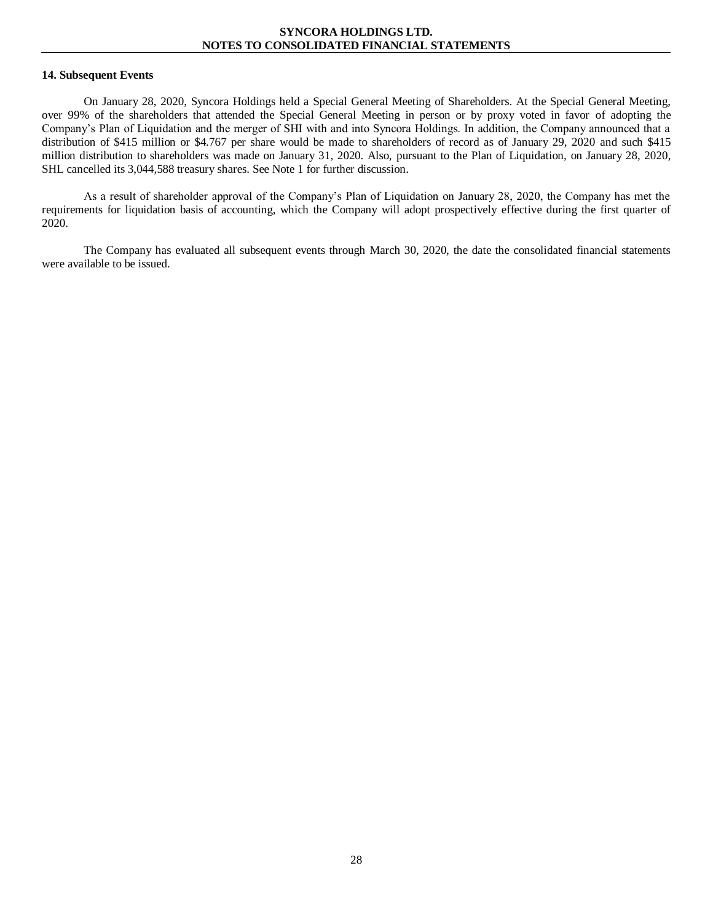## 14. Subsequent Events

On January 28, 2020, Syncora Holdings held a Special General Meeting of Shareholders. At the Special General Meeting, over 99% of the shareholders that attended the Special General Meeting in person or by proxy voted in favor of adopting the Company's Plan of Liquidation and the merger of SHI with and into Syncora Holdings. In addition, the Company announced that a distribution of $415 million or $4.767 per share would be made to shareholders of record as of January 29, 2020 and such $415 million distribution to shareholders was made on January 31, 2020. Also, pursuant to the Plan of Liquidation, on January 28, 2020, SHL cancelled its 3,044,588 treasury shares. See Note 1 for further discussion.

As a result of shareholder approval of the Company's Plan of Liquidation on January 28, 2020, the Company has met the requirements for liquidation basis of accounting, which the Company will adopt prospectively effective during the first quarter of 2020.

The Company has evaluated all subsequent events through March 30, 2020, the date the consolidated financial statements were available to be issued.